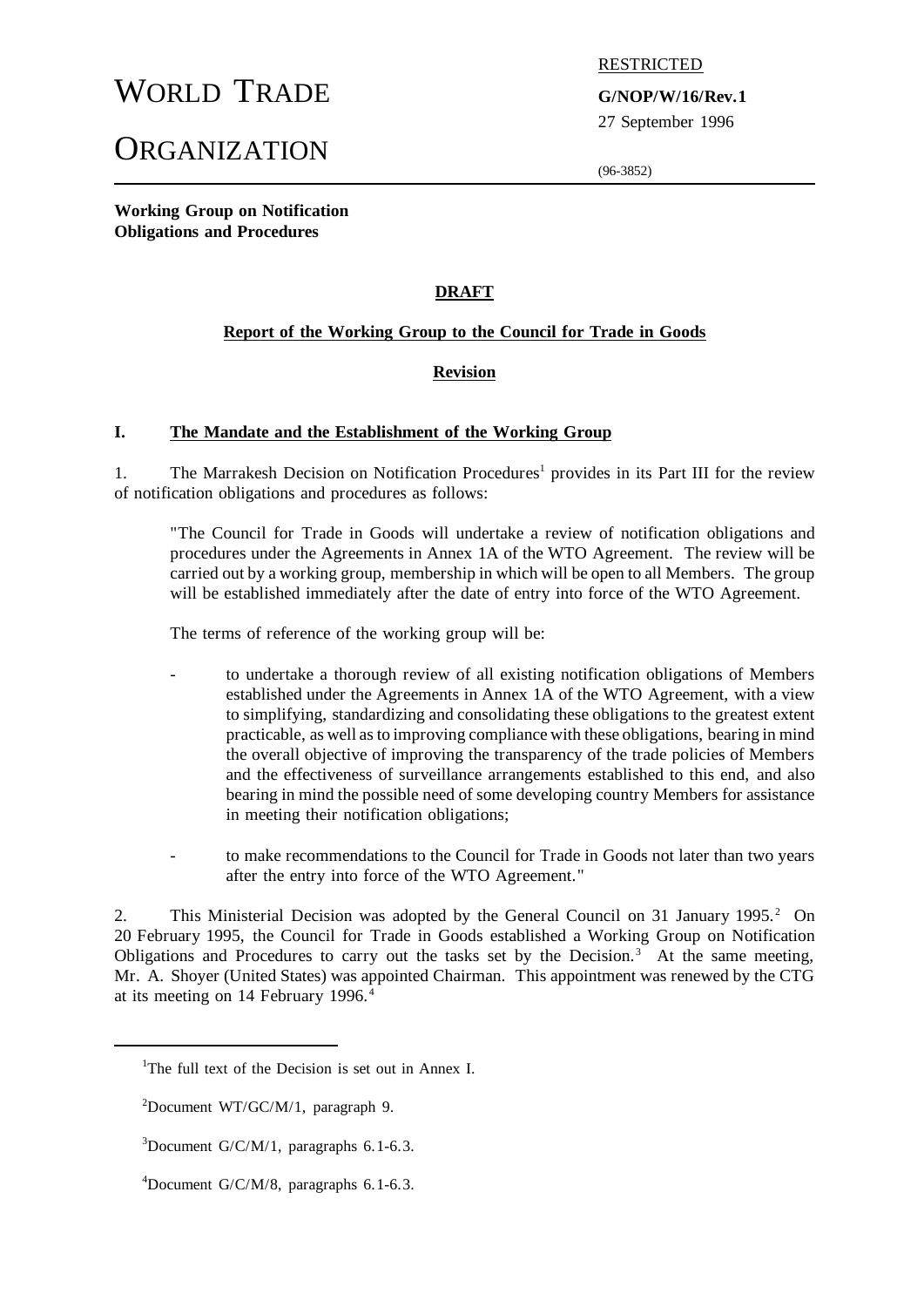WORLD TRADE ORGANIZATION

RESTRICTED

**G/NOP/W/16/Rev.1**
27 September 1996

(96-3852)

**Working Group on Notification Obligations and Procedures**

**DRAFT**

**Report of the Working Group to the Council for Trade in Goods**

**Revision**

## I. The Mandate and the Establishment of the Working Group

1. The Marrakesh Decision on Notification Procedures[1] provides in its Part III for the review of notification obligations and procedures as follows:

> "The Council for Trade in Goods will undertake a review of notification obligations and procedures under the Agreements in Annex 1A of the WTO Agreement. The review will be carried out by a working group, membership in which will be open to all Members. The group will be established immediately after the date of entry into force of the WTO Agreement.
>
> The terms of reference of the working group will be:
>
> - to undertake a thorough review of all existing notification obligations of Members established under the Agreements in Annex 1A of the WTO Agreement, with a view to simplifying, standardizing and consolidating these obligations to the greatest extent practicable, as well as to improving compliance with these obligations, bearing in mind the overall objective of improving the transparency of the trade policies of Members and the effectiveness of surveillance arrangements established to this end, and also bearing in mind the possible need of some developing country Members for assistance in meeting their notification obligations;
>
> - to make recommendations to the Council for Trade in Goods not later than two years after the entry into force of the WTO Agreement."

2. This Ministerial Decision was adopted by the General Council on 31 January 1995.[2] On 20 February 1995, the Council for Trade in Goods established a Working Group on Notification Obligations and Procedures to carry out the tasks set by the Decision.[3] At the same meeting, Mr. A. Shoyer (United States) was appointed Chairman. This appointment was renewed by the CTG at its meeting on 14 February 1996.[4]

---

[1]The full text of the Decision is set out in Annex I.

[2]Document WT/GC/M/1, paragraph 9.

[3]Document G/C/M/1, paragraphs 6.1-6.3.

[4]Document G/C/M/8, paragraphs 6.1-6.3.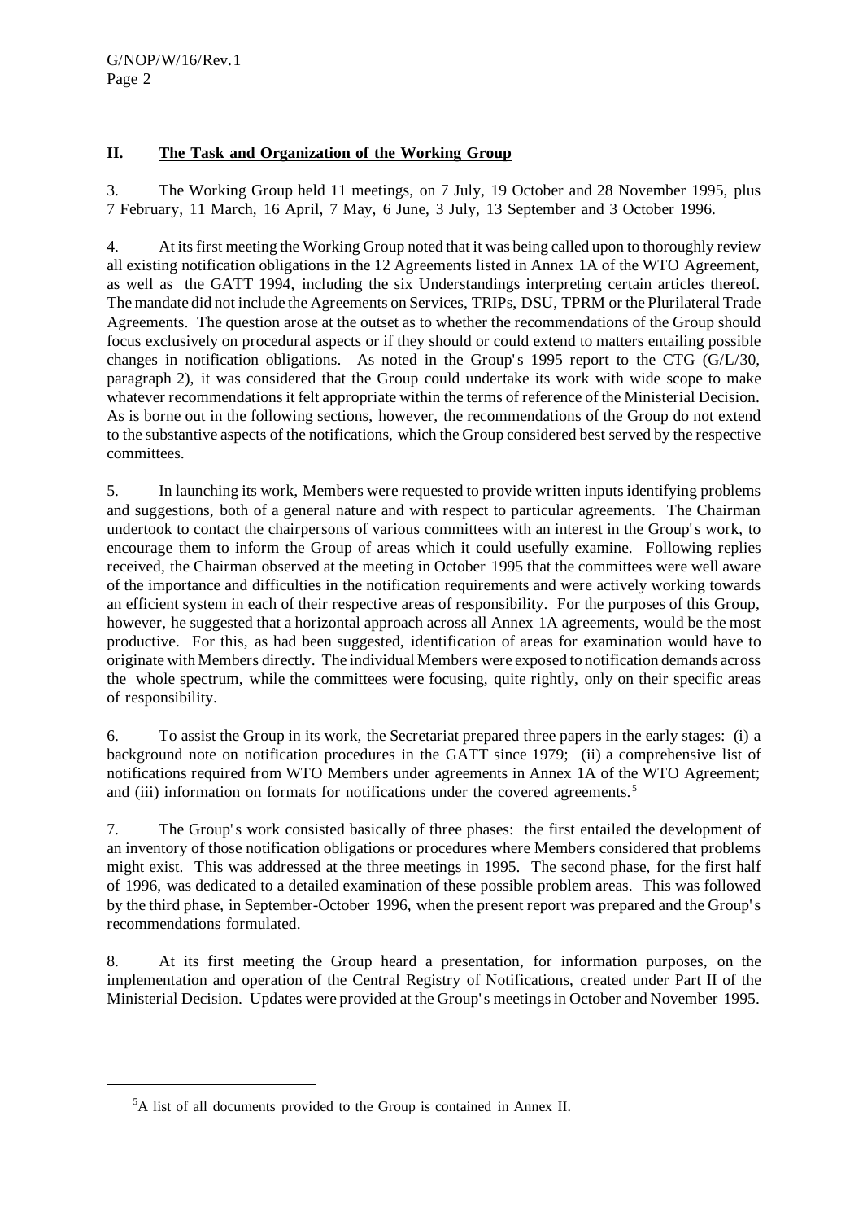## II. The Task and Organization of the Working Group

3. The Working Group held 11 meetings, on 7 July, 19 October and 28 November 1995, plus 7 February, 11 March, 16 April, 7 May, 6 June, 3 July, 13 September and 3 October 1996.

4. At its first meeting the Working Group noted that it was being called upon to thoroughly review all existing notification obligations in the 12 Agreements listed in Annex 1A of the WTO Agreement, as well as the GATT 1994, including the six Understandings interpreting certain articles thereof. The mandate did not include the Agreements on Services, TRIPs, DSU, TPRM or the Plurilateral Trade Agreements. The question arose at the outset as to whether the recommendations of the Group should focus exclusively on procedural aspects or if they should or could extend to matters entailing possible changes in notification obligations. As noted in the Group's 1995 report to the CTG (G/L/30, paragraph 2), it was considered that the Group could undertake its work with wide scope to make whatever recommendations it felt appropriate within the terms of reference of the Ministerial Decision. As is borne out in the following sections, however, the recommendations of the Group do not extend to the substantive aspects of the notifications, which the Group considered best served by the respective committees.

5. In launching its work, Members were requested to provide written inputs identifying problems and suggestions, both of a general nature and with respect to particular agreements. The Chairman undertook to contact the chairpersons of various committees with an interest in the Group's work, to encourage them to inform the Group of areas which it could usefully examine. Following replies received, the Chairman observed at the meeting in October 1995 that the committees were well aware of the importance and difficulties in the notification requirements and were actively working towards an efficient system in each of their respective areas of responsibility. For the purposes of this Group, however, he suggested that a horizontal approach across all Annex 1A agreements, would be the most productive. For this, as had been suggested, identification of areas for examination would have to originate with Members directly. The individual Members were exposed to notification demands across the whole spectrum, while the committees were focusing, quite rightly, only on their specific areas of responsibility.

6. To assist the Group in its work, the Secretariat prepared three papers in the early stages: (i) a background note on notification procedures in the GATT since 1979; (ii) a comprehensive list of notifications required from WTO Members under agreements in Annex 1A of the WTO Agreement; and (iii) information on formats for notifications under the covered agreements.[5]

7. The Group's work consisted basically of three phases: the first entailed the development of an inventory of those notification obligations or procedures where Members considered that problems might exist. This was addressed at the three meetings in 1995. The second phase, for the first half of 1996, was dedicated to a detailed examination of these possible problem areas. This was followed by the third phase, in September-October 1996, when the present report was prepared and the Group's recommendations formulated.

8. At its first meeting the Group heard a presentation, for information purposes, on the implementation and operation of the Central Registry of Notifications, created under Part II of the Ministerial Decision. Updates were provided at the Group's meetings in October and November 1995.

---

[5] A list of all documents provided to the Group is contained in Annex II.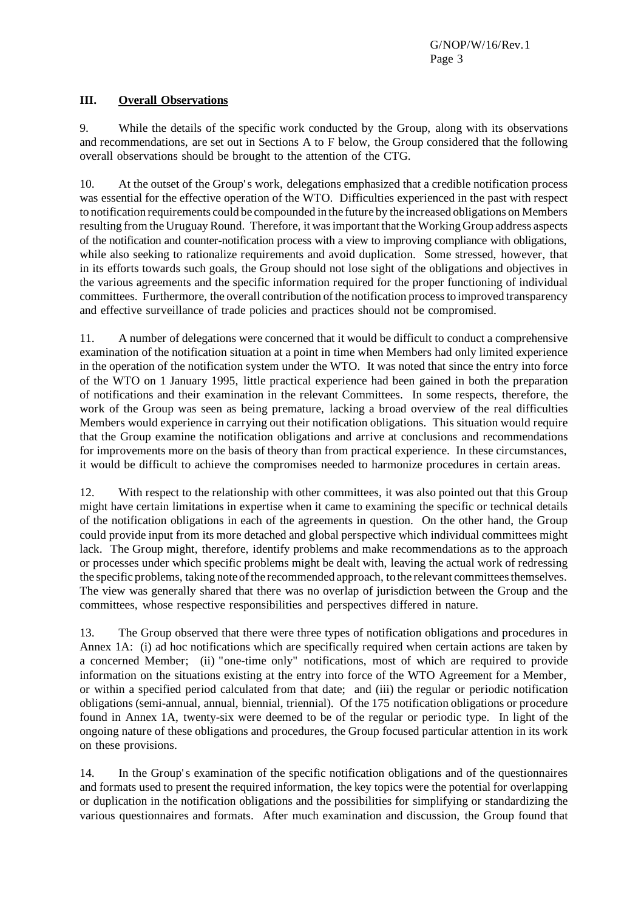## III. Overall Observations

9. While the details of the specific work conducted by the Group, along with its observations and recommendations, are set out in Sections A to F below, the Group considered that the following overall observations should be brought to the attention of the CTG.

10. At the outset of the Group's work, delegations emphasized that a credible notification process was essential for the effective operation of the WTO. Difficulties experienced in the past with respect to notification requirements could be compounded in the future by the increased obligations on Members resulting from the Uruguay Round. Therefore, it was important that the Working Group address aspects of the notification and counter-notification process with a view to improving compliance with obligations, while also seeking to rationalize requirements and avoid duplication. Some stressed, however, that in its efforts towards such goals, the Group should not lose sight of the obligations and objectives in the various agreements and the specific information required for the proper functioning of individual committees. Furthermore, the overall contribution of the notification process to improved transparency and effective surveillance of trade policies and practices should not be compromised.

11. A number of delegations were concerned that it would be difficult to conduct a comprehensive examination of the notification situation at a point in time when Members had only limited experience in the operation of the notification system under the WTO. It was noted that since the entry into force of the WTO on 1 January 1995, little practical experience had been gained in both the preparation of notifications and their examination in the relevant Committees. In some respects, therefore, the work of the Group was seen as being premature, lacking a broad overview of the real difficulties Members would experience in carrying out their notification obligations. This situation would require that the Group examine the notification obligations and arrive at conclusions and recommendations for improvements more on the basis of theory than from practical experience. In these circumstances, it would be difficult to achieve the compromises needed to harmonize procedures in certain areas.

12. With respect to the relationship with other committees, it was also pointed out that this Group might have certain limitations in expertise when it came to examining the specific or technical details of the notification obligations in each of the agreements in question. On the other hand, the Group could provide input from its more detached and global perspective which individual committees might lack. The Group might, therefore, identify problems and make recommendations as to the approach or processes under which specific problems might be dealt with, leaving the actual work of redressing the specific problems, taking note of the recommended approach, to the relevant committees themselves. The view was generally shared that there was no overlap of jurisdiction between the Group and the committees, whose respective responsibilities and perspectives differed in nature.

13. The Group observed that there were three types of notification obligations and procedures in Annex 1A: (i) ad hoc notifications which are specifically required when certain actions are taken by a concerned Member; (ii) "one-time only" notifications, most of which are required to provide information on the situations existing at the entry into force of the WTO Agreement for a Member, or within a specified period calculated from that date; and (iii) the regular or periodic notification obligations (semi-annual, annual, biennial, triennial). Of the 175 notification obligations or procedure found in Annex 1A, twenty-six were deemed to be of the regular or periodic type. In light of the ongoing nature of these obligations and procedures, the Group focused particular attention in its work on these provisions.

14. In the Group's examination of the specific notification obligations and of the questionnaires and formats used to present the required information, the key topics were the potential for overlapping or duplication in the notification obligations and the possibilities for simplifying or standardizing the various questionnaires and formats. After much examination and discussion, the Group found that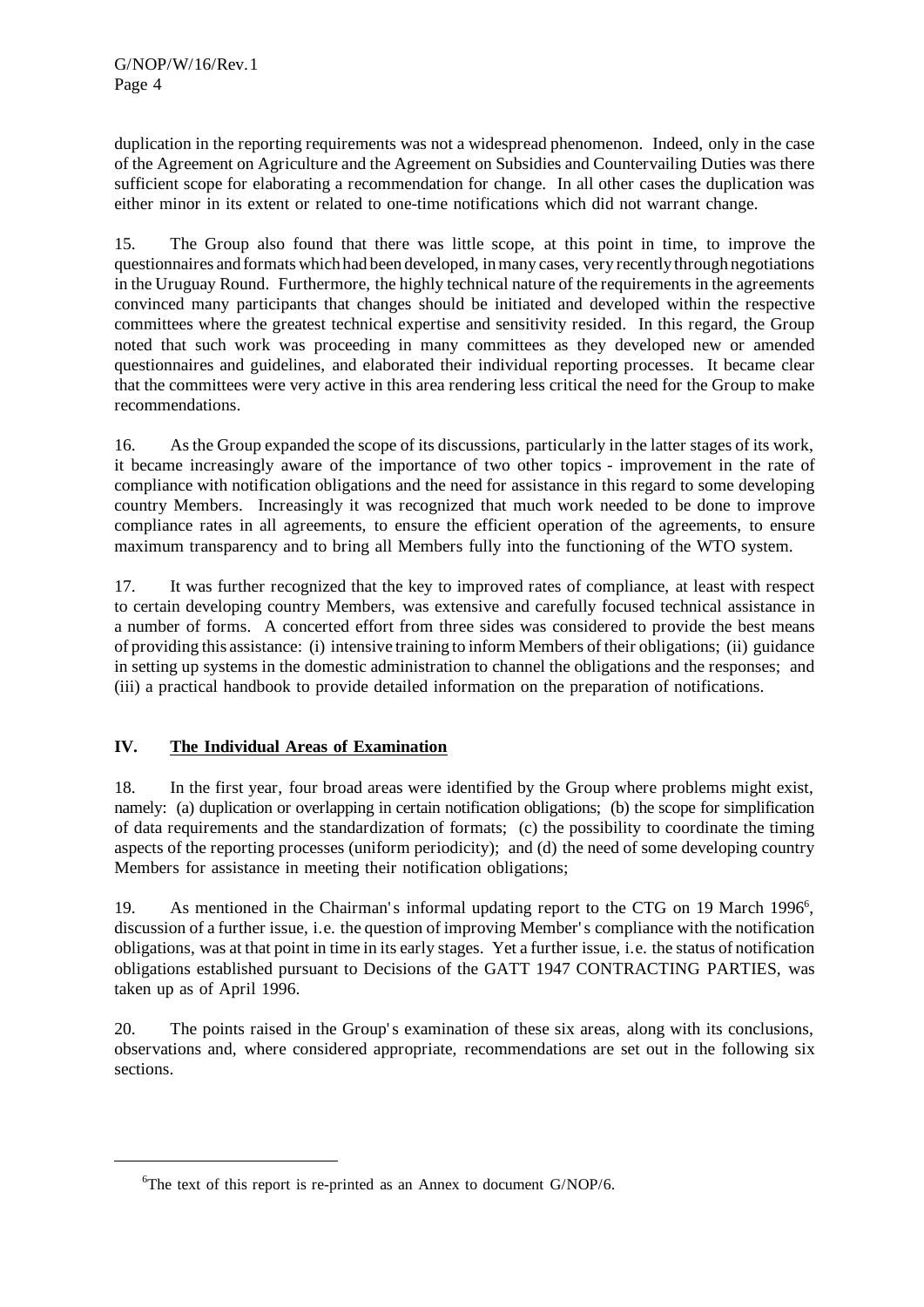duplication in the reporting requirements was not a widespread phenomenon. Indeed, only in the case of the Agreement on Agriculture and the Agreement on Subsidies and Countervailing Duties was there sufficient scope for elaborating a recommendation for change. In all other cases the duplication was either minor in its extent or related to one-time notifications which did not warrant change.

15. The Group also found that there was little scope, at this point in time, to improve the questionnaires and formats which had been developed, in many cases, very recently through negotiations in the Uruguay Round. Furthermore, the highly technical nature of the requirements in the agreements convinced many participants that changes should be initiated and developed within the respective committees where the greatest technical expertise and sensitivity resided. In this regard, the Group noted that such work was proceeding in many committees as they developed new or amended questionnaires and guidelines, and elaborated their individual reporting processes. It became clear that the committees were very active in this area rendering less critical the need for the Group to make recommendations.

16. As the Group expanded the scope of its discussions, particularly in the latter stages of its work, it became increasingly aware of the importance of two other topics - improvement in the rate of compliance with notification obligations and the need for assistance in this regard to some developing country Members. Increasingly it was recognized that much work needed to be done to improve compliance rates in all agreements, to ensure the efficient operation of the agreements, to ensure maximum transparency and to bring all Members fully into the functioning of the WTO system.

17. It was further recognized that the key to improved rates of compliance, at least with respect to certain developing country Members, was extensive and carefully focused technical assistance in a number of forms. A concerted effort from three sides was considered to provide the best means of providing this assistance: (i) intensive training to inform Members of their obligations; (ii) guidance in setting up systems in the domestic administration to channel the obligations and the responses; and (iii) a practical handbook to provide detailed information on the preparation of notifications.

## IV. The Individual Areas of Examination

18. In the first year, four broad areas were identified by the Group where problems might exist, namely: (a) duplication or overlapping in certain notification obligations; (b) the scope for simplification of data requirements and the standardization of formats; (c) the possibility to coordinate the timing aspects of the reporting processes (uniform periodicity); and (d) the need of some developing country Members for assistance in meeting their notification obligations;

19. As mentioned in the Chairman's informal updating report to the CTG on 19 March 1996[6], discussion of a further issue, i.e. the question of improving Member's compliance with the notification obligations, was at that point in time in its early stages. Yet a further issue, i.e. the status of notification obligations established pursuant to Decisions of the GATT 1947 CONTRACTING PARTIES, was taken up as of April 1996.

20. The points raised in the Group's examination of these six areas, along with its conclusions, observations and, where considered appropriate, recommendations are set out in the following six sections.

---

[6]The text of this report is re-printed as an Annex to document G/NOP/6.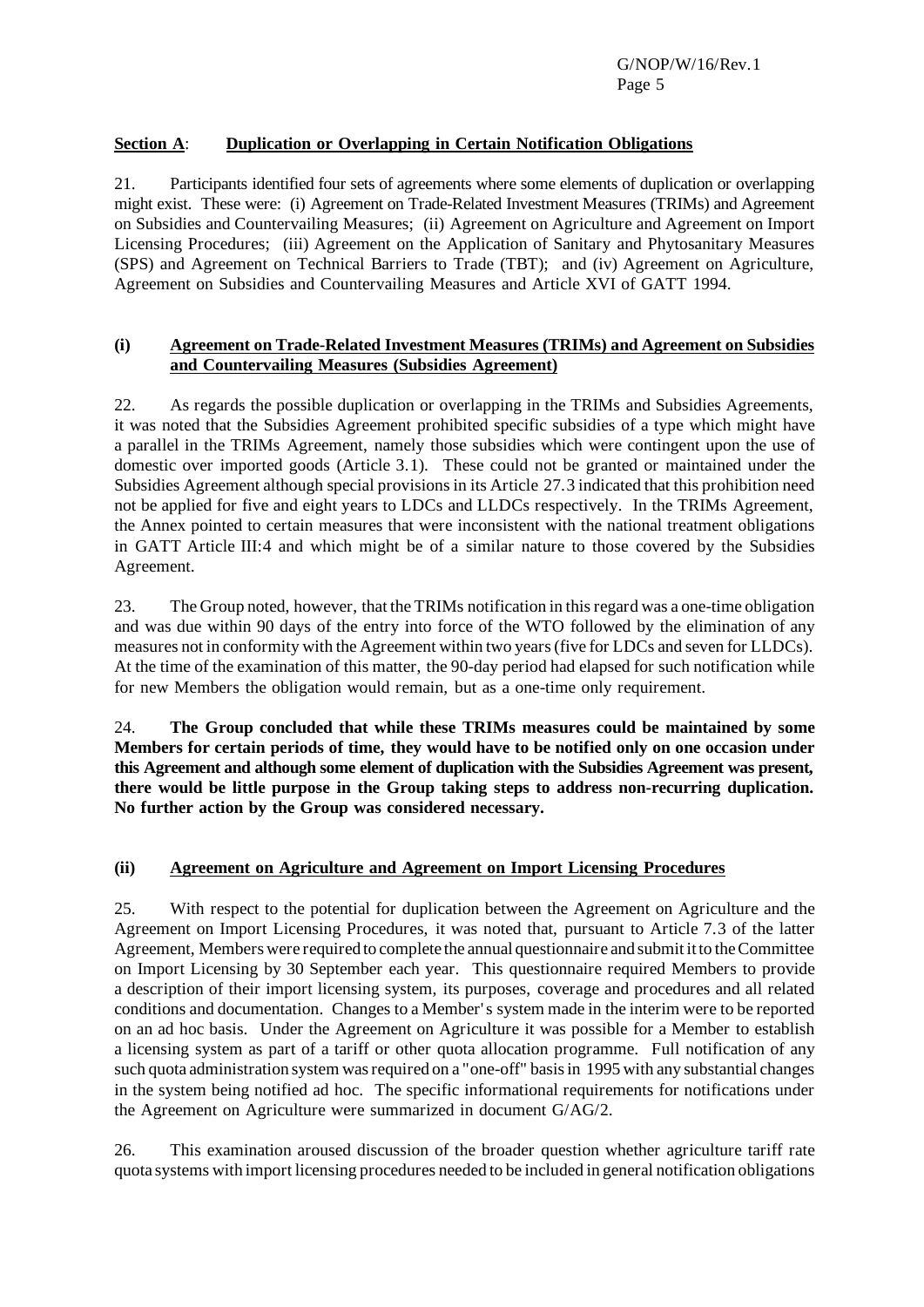## Section A: Duplication or Overlapping in Certain Notification Obligations

21. Participants identified four sets of agreements where some elements of duplication or overlapping might exist. These were: (i) Agreement on Trade-Related Investment Measures (TRIMs) and Agreement on Subsidies and Countervailing Measures; (ii) Agreement on Agriculture and Agreement on Import Licensing Procedures; (iii) Agreement on the Application of Sanitary and Phytosanitary Measures (SPS) and Agreement on Technical Barriers to Trade (TBT); and (iv) Agreement on Agriculture, Agreement on Subsidies and Countervailing Measures and Article XVI of GATT 1994.

### (i) Agreement on Trade-Related Investment Measures (TRIMs) and Agreement on Subsidies and Countervailing Measures (Subsidies Agreement)

22. As regards the possible duplication or overlapping in the TRIMs and Subsidies Agreements, it was noted that the Subsidies Agreement prohibited specific subsidies of a type which might have a parallel in the TRIMs Agreement, namely those subsidies which were contingent upon the use of domestic over imported goods (Article 3.1). These could not be granted or maintained under the Subsidies Agreement although special provisions in its Article 27.3 indicated that this prohibition need not be applied for five and eight years to LDCs and LLDCs respectively. In the TRIMs Agreement, the Annex pointed to certain measures that were inconsistent with the national treatment obligations in GATT Article III:4 and which might be of a similar nature to those covered by the Subsidies Agreement.

23. The Group noted, however, that the TRIMs notification in this regard was a one-time obligation and was due within 90 days of the entry into force of the WTO followed by the elimination of any measures not in conformity with the Agreement within two years (five for LDCs and seven for LLDCs). At the time of the examination of this matter, the 90-day period had elapsed for such notification while for new Members the obligation would remain, but as a one-time only requirement.

24. **The Group concluded that while these TRIMs measures could be maintained by some Members for certain periods of time, they would have to be notified only on one occasion under this Agreement and although some element of duplication with the Subsidies Agreement was present, there would be little purpose in the Group taking steps to address non-recurring duplication. No further action by the Group was considered necessary.**

### (ii) Agreement on Agriculture and Agreement on Import Licensing Procedures

25. With respect to the potential for duplication between the Agreement on Agriculture and the Agreement on Import Licensing Procedures, it was noted that, pursuant to Article 7.3 of the latter Agreement, Members were required to complete the annual questionnaire and submit it to the Committee on Import Licensing by 30 September each year. This questionnaire required Members to provide a description of their import licensing system, its purposes, coverage and procedures and all related conditions and documentation. Changes to a Member's system made in the interim were to be reported on an ad hoc basis. Under the Agreement on Agriculture it was possible for a Member to establish a licensing system as part of a tariff or other quota allocation programme. Full notification of any such quota administration system was required on a "one-off" basis in 1995 with any substantial changes in the system being notified ad hoc. The specific informational requirements for notifications under the Agreement on Agriculture were summarized in document G/AG/2.

26. This examination aroused discussion of the broader question whether agriculture tariff rate quota systems with import licensing procedures needed to be included in general notification obligations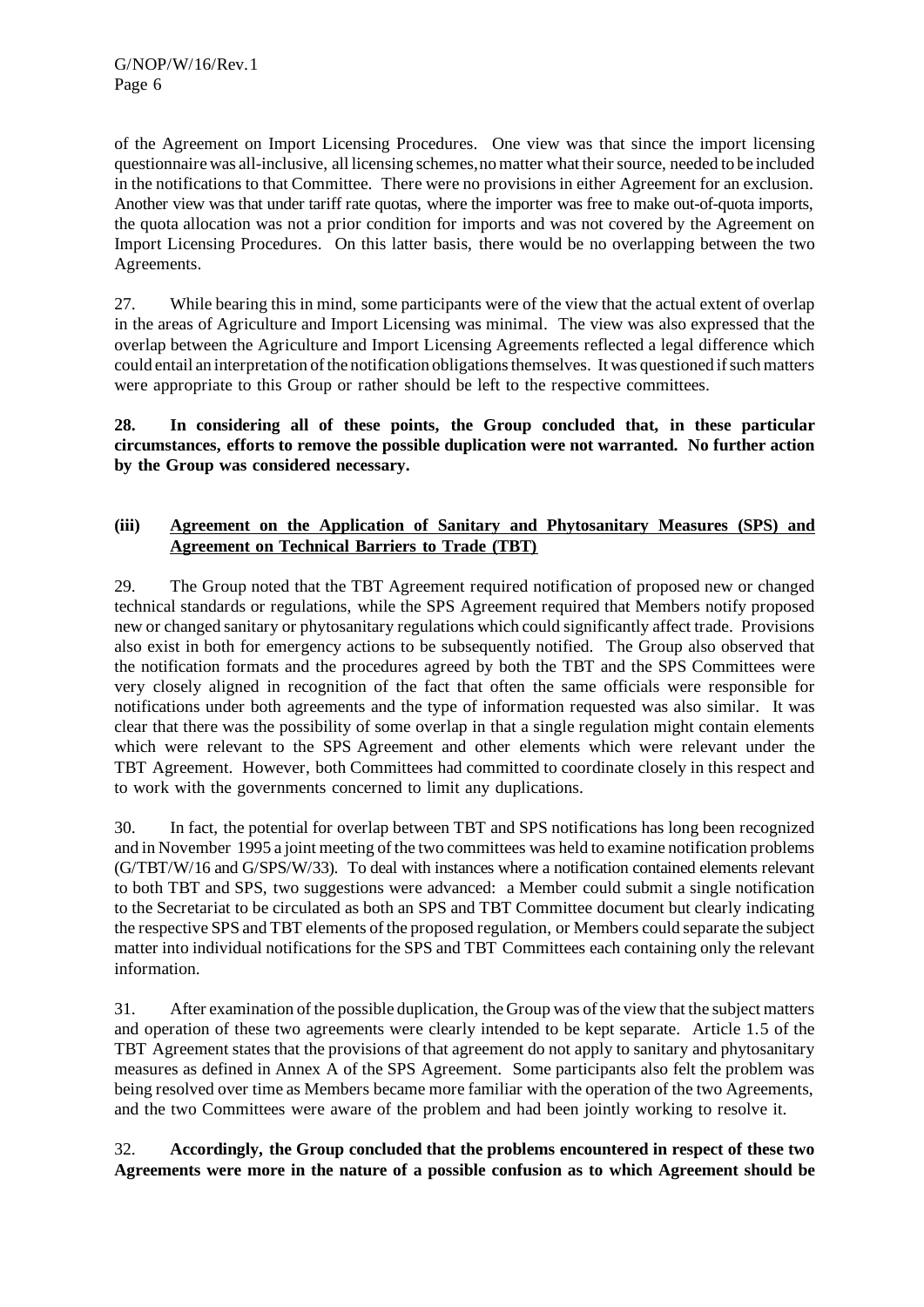of the Agreement on Import Licensing Procedures. One view was that since the import licensing questionnaire was all-inclusive, all licensing schemes, no matter what their source, needed to be included in the notifications to that Committee. There were no provisions in either Agreement for an exclusion. Another view was that under tariff rate quotas, where the importer was free to make out-of-quota imports, the quota allocation was not a prior condition for imports and was not covered by the Agreement on Import Licensing Procedures. On this latter basis, there would be no overlapping between the two Agreements.

27. While bearing this in mind, some participants were of the view that the actual extent of overlap in the areas of Agriculture and Import Licensing was minimal. The view was also expressed that the overlap between the Agriculture and Import Licensing Agreements reflected a legal difference which could entail an interpretation of the notification obligations themselves. It was questioned if such matters were appropriate to this Group or rather should be left to the respective committees.

**28. In considering all of these points, the Group concluded that, in these particular circumstances, efforts to remove the possible duplication were not warranted. No further action by the Group was considered necessary.**

### (iii) <u>Agreement on the Application of Sanitary and Phytosanitary Measures (SPS) and Agreement on Technical Barriers to Trade (TBT)</u>

29. The Group noted that the TBT Agreement required notification of proposed new or changed technical standards or regulations, while the SPS Agreement required that Members notify proposed new or changed sanitary or phytosanitary regulations which could significantly affect trade. Provisions also exist in both for emergency actions to be subsequently notified. The Group also observed that the notification formats and the procedures agreed by both the TBT and the SPS Committees were very closely aligned in recognition of the fact that often the same officials were responsible for notifications under both agreements and the type of information requested was also similar. It was clear that there was the possibility of some overlap in that a single regulation might contain elements which were relevant to the SPS Agreement and other elements which were relevant under the TBT Agreement. However, both Committees had committed to coordinate closely in this respect and to work with the governments concerned to limit any duplications.

30. In fact, the potential for overlap between TBT and SPS notifications has long been recognized and in November 1995 a joint meeting of the two committees was held to examine notification problems (G/TBT/W/16 and G/SPS/W/33). To deal with instances where a notification contained elements relevant to both TBT and SPS, two suggestions were advanced: a Member could submit a single notification to the Secretariat to be circulated as both an SPS and TBT Committee document but clearly indicating the respective SPS and TBT elements of the proposed regulation, or Members could separate the subject matter into individual notifications for the SPS and TBT Committees each containing only the relevant information.

31. After examination of the possible duplication, the Group was of the view that the subject matters and operation of these two agreements were clearly intended to be kept separate. Article 1.5 of the TBT Agreement states that the provisions of that agreement do not apply to sanitary and phytosanitary measures as defined in Annex A of the SPS Agreement. Some participants also felt the problem was being resolved over time as Members became more familiar with the operation of the two Agreements, and the two Committees were aware of the problem and had been jointly working to resolve it.

32. **Accordingly, the Group concluded that the problems encountered in respect of these two Agreements were more in the nature of a possible confusion as to which Agreement should be**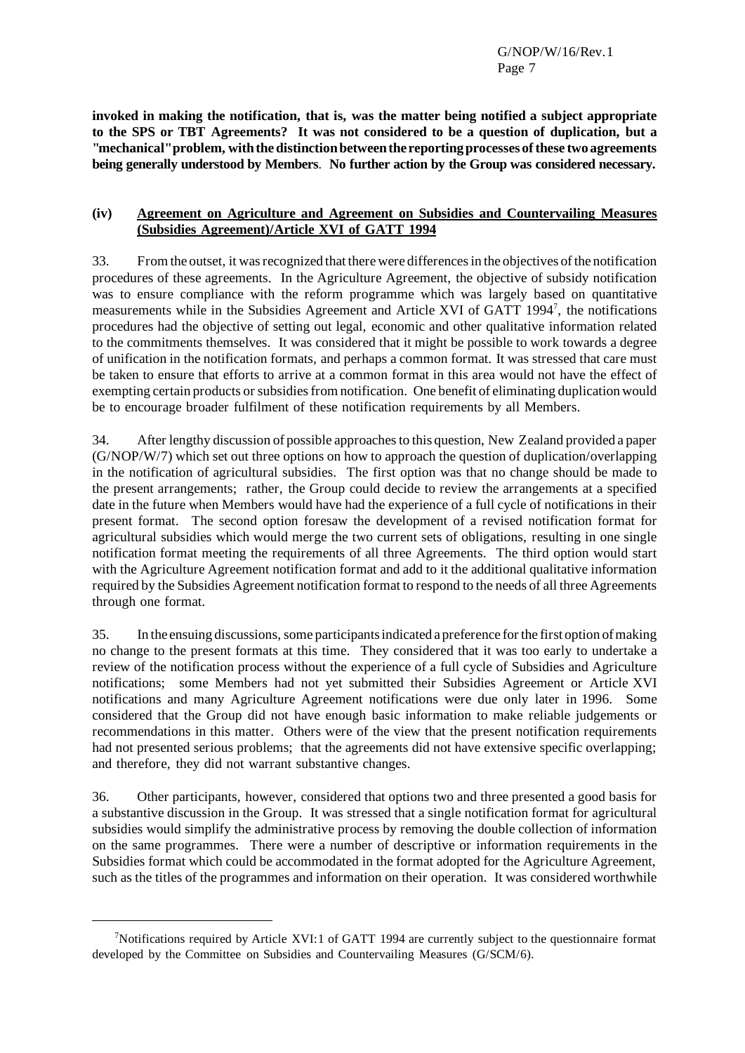**invoked in making the notification, that is, was the matter being notified a subject appropriate to the SPS or TBT Agreements? It was not considered to be a question of duplication, but a "mechanical" problem, with the distinction between the reporting processes of these two agreements being generally understood by Members. No further action by the Group was considered necessary.**

### (iv) Agreement on Agriculture and Agreement on Subsidies and Countervailing Measures (Subsidies Agreement)/Article XVI of GATT 1994

33. From the outset, it was recognized that there were differences in the objectives of the notification procedures of these agreements. In the Agriculture Agreement, the objective of subsidy notification was to ensure compliance with the reform programme which was largely based on quantitative measurements while in the Subsidies Agreement and Article XVI of GATT 1994[7], the notifications procedures had the objective of setting out legal, economic and other qualitative information related to the commitments themselves. It was considered that it might be possible to work towards a degree of unification in the notification formats, and perhaps a common format. It was stressed that care must be taken to ensure that efforts to arrive at a common format in this area would not have the effect of exempting certain products or subsidies from notification. One benefit of eliminating duplication would be to encourage broader fulfilment of these notification requirements by all Members.

34. After lengthy discussion of possible approaches to this question, New Zealand provided a paper (G/NOP/W/7) which set out three options on how to approach the question of duplication/overlapping in the notification of agricultural subsidies. The first option was that no change should be made to the present arrangements; rather, the Group could decide to review the arrangements at a specified date in the future when Members would have had the experience of a full cycle of notifications in their present format. The second option foresaw the development of a revised notification format for agricultural subsidies which would merge the two current sets of obligations, resulting in one single notification format meeting the requirements of all three Agreements. The third option would start with the Agriculture Agreement notification format and add to it the additional qualitative information required by the Subsidies Agreement notification format to respond to the needs of all three Agreements through one format.

35. In the ensuing discussions, some participants indicated a preference for the first option of making no change to the present formats at this time. They considered that it was too early to undertake a review of the notification process without the experience of a full cycle of Subsidies and Agriculture notifications; some Members had not yet submitted their Subsidies Agreement or Article XVI notifications and many Agriculture Agreement notifications were due only later in 1996. Some considered that the Group did not have enough basic information to make reliable judgements or recommendations in this matter. Others were of the view that the present notification requirements had not presented serious problems; that the agreements did not have extensive specific overlapping; and therefore, they did not warrant substantive changes.

36. Other participants, however, considered that options two and three presented a good basis for a substantive discussion in the Group. It was stressed that a single notification format for agricultural subsidies would simplify the administrative process by removing the double collection of information on the same programmes. There were a number of descriptive or information requirements in the Subsidies format which could be accommodated in the format adopted for the Agriculture Agreement, such as the titles of the programmes and information on their operation. It was considered worthwhile

---

[7] Notifications required by Article XVI:1 of GATT 1994 are currently subject to the questionnaire format developed by the Committee on Subsidies and Countervailing Measures (G/SCM/6).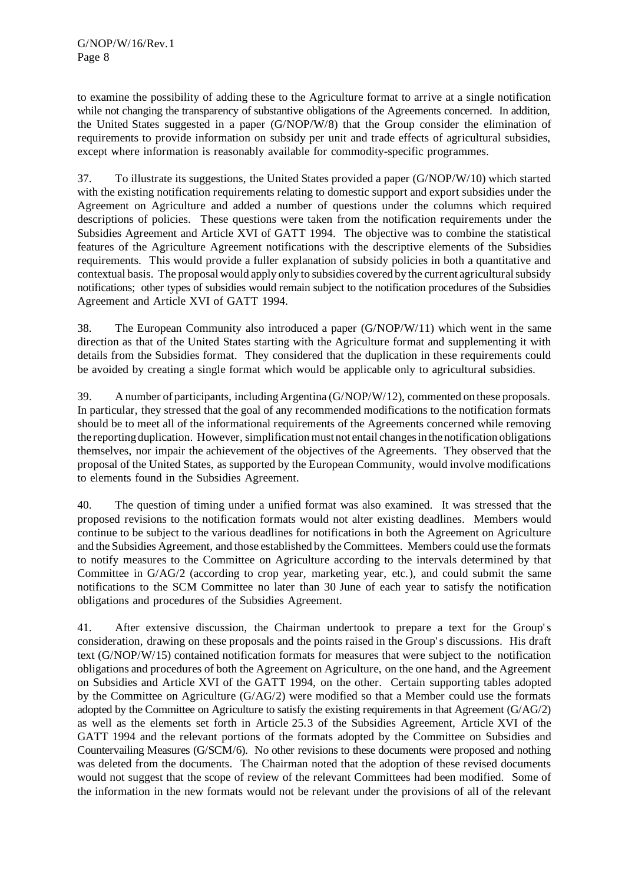to examine the possibility of adding these to the Agriculture format to arrive at a single notification while not changing the transparency of substantive obligations of the Agreements concerned. In addition, the United States suggested in a paper (G/NOP/W/8) that the Group consider the elimination of requirements to provide information on subsidy per unit and trade effects of agricultural subsidies, except where information is reasonably available for commodity-specific programmes.

37. To illustrate its suggestions, the United States provided a paper (G/NOP/W/10) which started with the existing notification requirements relating to domestic support and export subsidies under the Agreement on Agriculture and added a number of questions under the columns which required descriptions of policies. These questions were taken from the notification requirements under the Subsidies Agreement and Article XVI of GATT 1994. The objective was to combine the statistical features of the Agriculture Agreement notifications with the descriptive elements of the Subsidies requirements. This would provide a fuller explanation of subsidy policies in both a quantitative and contextual basis. The proposal would apply only to subsidies covered by the current agricultural subsidy notifications; other types of subsidies would remain subject to the notification procedures of the Subsidies Agreement and Article XVI of GATT 1994.

38. The European Community also introduced a paper (G/NOP/W/11) which went in the same direction as that of the United States starting with the Agriculture format and supplementing it with details from the Subsidies format. They considered that the duplication in these requirements could be avoided by creating a single format which would be applicable only to agricultural subsidies.

39. A number of participants, including Argentina (G/NOP/W/12), commented on these proposals. In particular, they stressed that the goal of any recommended modifications to the notification formats should be to meet all of the informational requirements of the Agreements concerned while removing the reporting duplication. However, simplification must not entail changes in the notification obligations themselves, nor impair the achievement of the objectives of the Agreements. They observed that the proposal of the United States, as supported by the European Community, would involve modifications to elements found in the Subsidies Agreement.

40. The question of timing under a unified format was also examined. It was stressed that the proposed revisions to the notification formats would not alter existing deadlines. Members would continue to be subject to the various deadlines for notifications in both the Agreement on Agriculture and the Subsidies Agreement, and those established by the Committees. Members could use the formats to notify measures to the Committee on Agriculture according to the intervals determined by that Committee in G/AG/2 (according to crop year, marketing year, etc.), and could submit the same notifications to the SCM Committee no later than 30 June of each year to satisfy the notification obligations and procedures of the Subsidies Agreement.

41. After extensive discussion, the Chairman undertook to prepare a text for the Group's consideration, drawing on these proposals and the points raised in the Group's discussions. His draft text (G/NOP/W/15) contained notification formats for measures that were subject to the notification obligations and procedures of both the Agreement on Agriculture, on the one hand, and the Agreement on Subsidies and Article XVI of the GATT 1994, on the other. Certain supporting tables adopted by the Committee on Agriculture (G/AG/2) were modified so that a Member could use the formats adopted by the Committee on Agriculture to satisfy the existing requirements in that Agreement (G/AG/2) as well as the elements set forth in Article 25.3 of the Subsidies Agreement, Article XVI of the GATT 1994 and the relevant portions of the formats adopted by the Committee on Subsidies and Countervailing Measures (G/SCM/6). No other revisions to these documents were proposed and nothing was deleted from the documents. The Chairman noted that the adoption of these revised documents would not suggest that the scope of review of the relevant Committees had been modified. Some of the information in the new formats would not be relevant under the provisions of all of the relevant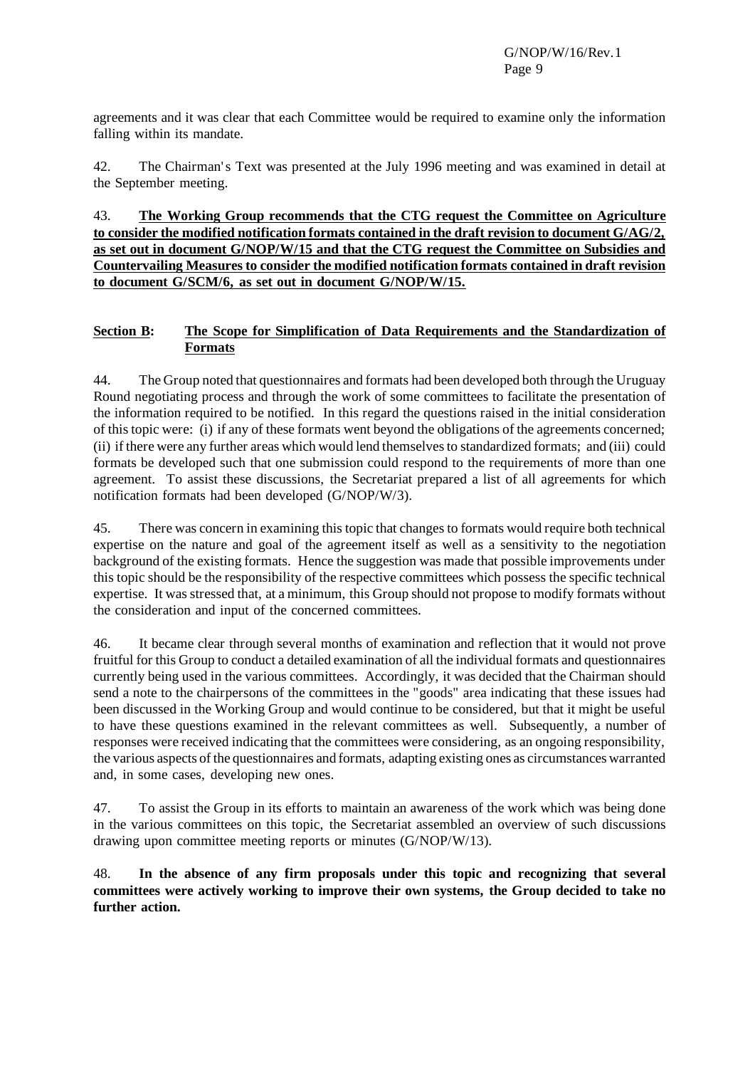agreements and it was clear that each Committee would be required to examine only the information falling within its mandate.

42. The Chairman's Text was presented at the July 1996 meeting and was examined in detail at the September meeting.

43. **<u>The Working Group recommends that the CTG request the Committee on Agriculture to consider the modified notification formats contained in the draft revision to document G/AG/2, as set out in document G/NOP/W/15 and that the CTG request the Committee on Subsidies and Countervailing Measures to consider the modified notification formats contained in draft revision to document G/SCM/6, as set out in document G/NOP/W/15.</u>**

## <u>Section B:</u> <u>The Scope for Simplification of Data Requirements and the Standardization of Formats</u>

44. The Group noted that questionnaires and formats had been developed both through the Uruguay Round negotiating process and through the work of some committees to facilitate the presentation of the information required to be notified. In this regard the questions raised in the initial consideration of this topic were: (i) if any of these formats went beyond the obligations of the agreements concerned; (ii) if there were any further areas which would lend themselves to standardized formats; and (iii) could formats be developed such that one submission could respond to the requirements of more than one agreement. To assist these discussions, the Secretariat prepared a list of all agreements for which notification formats had been developed (G/NOP/W/3).

45. There was concern in examining this topic that changes to formats would require both technical expertise on the nature and goal of the agreement itself as well as a sensitivity to the negotiation background of the existing formats. Hence the suggestion was made that possible improvements under this topic should be the responsibility of the respective committees which possess the specific technical expertise. It was stressed that, at a minimum, this Group should not propose to modify formats without the consideration and input of the concerned committees.

46. It became clear through several months of examination and reflection that it would not prove fruitful for this Group to conduct a detailed examination of all the individual formats and questionnaires currently being used in the various committees. Accordingly, it was decided that the Chairman should send a note to the chairpersons of the committees in the "goods" area indicating that these issues had been discussed in the Working Group and would continue to be considered, but that it might be useful to have these questions examined in the relevant committees as well. Subsequently, a number of responses were received indicating that the committees were considering, as an ongoing responsibility, the various aspects of the questionnaires and formats, adapting existing ones as circumstances warranted and, in some cases, developing new ones.

47. To assist the Group in its efforts to maintain an awareness of the work which was being done in the various committees on this topic, the Secretariat assembled an overview of such discussions drawing upon committee meeting reports or minutes (G/NOP/W/13).

48. **In the absence of any firm proposals under this topic and recognizing that several committees were actively working to improve their own systems, the Group decided to take no further action.**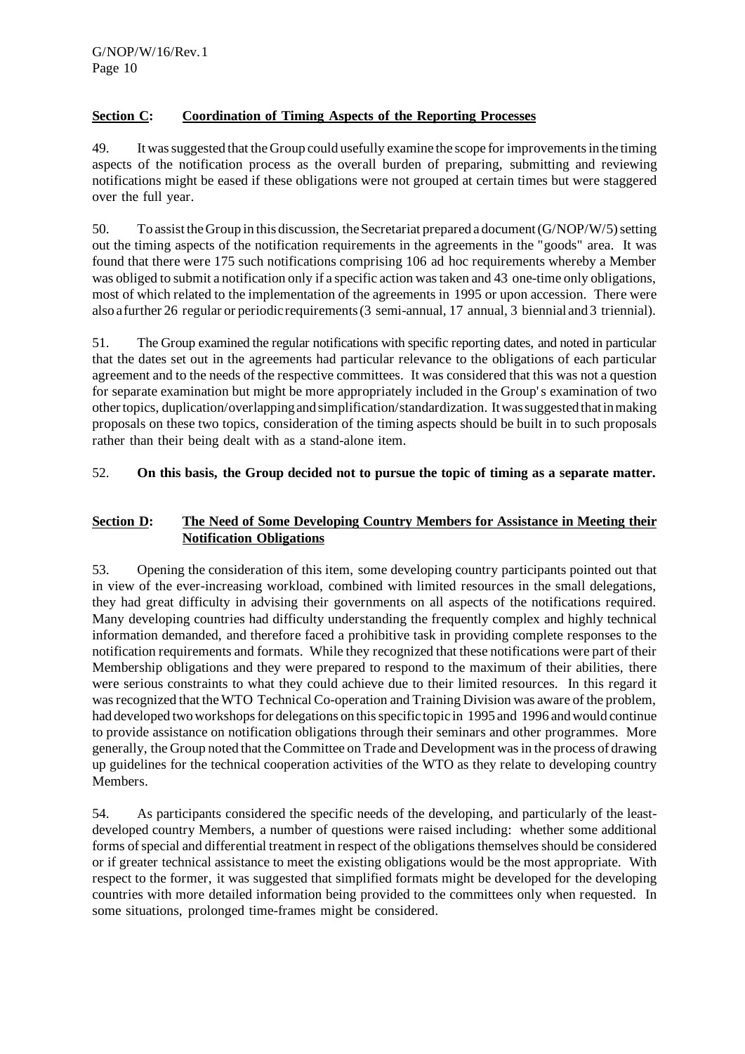## **Section C: Coordination of Timing Aspects of the Reporting Processes**

49. It was suggested that the Group could usefully examine the scope for improvements in the timing aspects of the notification process as the overall burden of preparing, submitting and reviewing notifications might be eased if these obligations were not grouped at certain times but were staggered over the full year.

50. To assist the Group in this discussion, the Secretariat prepared a document (G/NOP/W/5) setting out the timing aspects of the notification requirements in the agreements in the "goods" area. It was found that there were 175 such notifications comprising 106 ad hoc requirements whereby a Member was obliged to submit a notification only if a specific action was taken and 43 one-time only obligations, most of which related to the implementation of the agreements in 1995 or upon accession. There were also a further 26 regular or periodic requirements (3 semi-annual, 17 annual, 3 biennial and 3 triennial).

51. The Group examined the regular notifications with specific reporting dates, and noted in particular that the dates set out in the agreements had particular relevance to the obligations of each particular agreement and to the needs of the respective committees. It was considered that this was not a question for separate examination but might be more appropriately included in the Group's examination of two other topics, duplication/overlapping and simplification/standardization. It was suggested that in making proposals on these two topics, consideration of the timing aspects should be built in to such proposals rather than their being dealt with as a stand-alone item.

52. **On this basis, the Group decided not to pursue the topic of timing as a separate matter.**

## **Section D: The Need of Some Developing Country Members for Assistance in Meeting their Notification Obligations**

53. Opening the consideration of this item, some developing country participants pointed out that in view of the ever-increasing workload, combined with limited resources in the small delegations, they had great difficulty in advising their governments on all aspects of the notifications required. Many developing countries had difficulty understanding the frequently complex and highly technical information demanded, and therefore faced a prohibitive task in providing complete responses to the notification requirements and formats. While they recognized that these notifications were part of their Membership obligations and they were prepared to respond to the maximum of their abilities, there were serious constraints to what they could achieve due to their limited resources. In this regard it was recognized that the WTO Technical Co-operation and Training Division was aware of the problem, had developed two workshops for delegations on this specific topic in 1995 and 1996 and would continue to provide assistance on notification obligations through their seminars and other programmes. More generally, the Group noted that the Committee on Trade and Development was in the process of drawing up guidelines for the technical cooperation activities of the WTO as they relate to developing country Members.

54. As participants considered the specific needs of the developing, and particularly of the least-developed country Members, a number of questions were raised including: whether some additional forms of special and differential treatment in respect of the obligations themselves should be considered or if greater technical assistance to meet the existing obligations would be the most appropriate. With respect to the former, it was suggested that simplified formats might be developed for the developing countries with more detailed information being provided to the committees only when requested. In some situations, prolonged time-frames might be considered.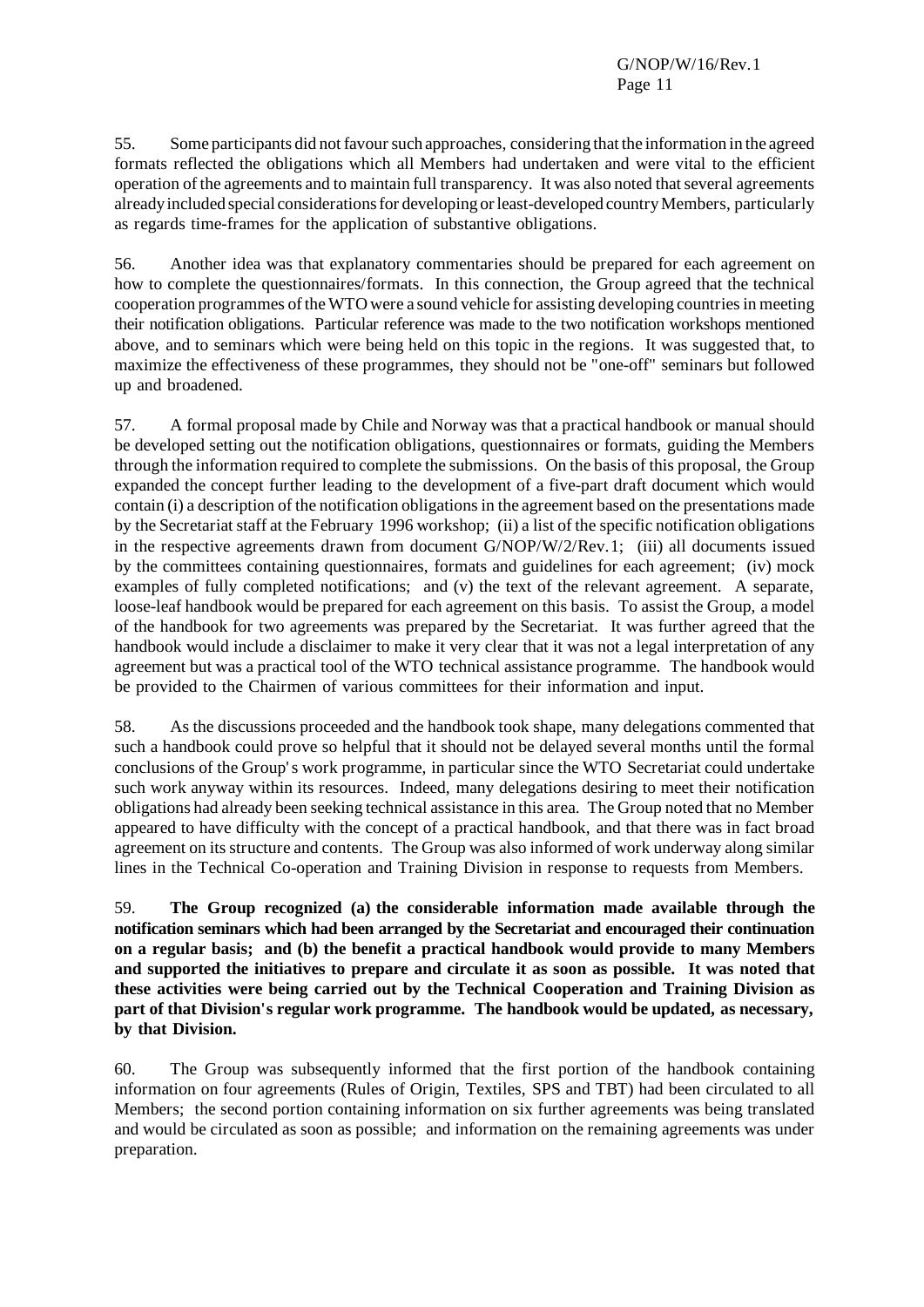55. Some participants did not favour such approaches, considering that the information in the agreed formats reflected the obligations which all Members had undertaken and were vital to the efficient operation of the agreements and to maintain full transparency. It was also noted that several agreements already included special considerations for developing or least-developed country Members, particularly as regards time-frames for the application of substantive obligations.

56. Another idea was that explanatory commentaries should be prepared for each agreement on how to complete the questionnaires/formats. In this connection, the Group agreed that the technical cooperation programmes of the WTO were a sound vehicle for assisting developing countries in meeting their notification obligations. Particular reference was made to the two notification workshops mentioned above, and to seminars which were being held on this topic in the regions. It was suggested that, to maximize the effectiveness of these programmes, they should not be "one-off" seminars but followed up and broadened.

57. A formal proposal made by Chile and Norway was that a practical handbook or manual should be developed setting out the notification obligations, questionnaires or formats, guiding the Members through the information required to complete the submissions. On the basis of this proposal, the Group expanded the concept further leading to the development of a five-part draft document which would contain (i) a description of the notification obligations in the agreement based on the presentations made by the Secretariat staff at the February 1996 workshop; (ii) a list of the specific notification obligations in the respective agreements drawn from document G/NOP/W/2/Rev.1; (iii) all documents issued by the committees containing questionnaires, formats and guidelines for each agreement; (iv) mock examples of fully completed notifications; and (v) the text of the relevant agreement. A separate, loose-leaf handbook would be prepared for each agreement on this basis. To assist the Group, a model of the handbook for two agreements was prepared by the Secretariat. It was further agreed that the handbook would include a disclaimer to make it very clear that it was not a legal interpretation of any agreement but was a practical tool of the WTO technical assistance programme. The handbook would be provided to the Chairmen of various committees for their information and input.

58. As the discussions proceeded and the handbook took shape, many delegations commented that such a handbook could prove so helpful that it should not be delayed several months until the formal conclusions of the Group's work programme, in particular since the WTO Secretariat could undertake such work anyway within its resources. Indeed, many delegations desiring to meet their notification obligations had already been seeking technical assistance in this area. The Group noted that no Member appeared to have difficulty with the concept of a practical handbook, and that there was in fact broad agreement on its structure and contents. The Group was also informed of work underway along similar lines in the Technical Co-operation and Training Division in response to requests from Members.

59. **The Group recognized (a) the considerable information made available through the notification seminars which had been arranged by the Secretariat and encouraged their continuation on a regular basis; and (b) the benefit a practical handbook would provide to many Members and supported the initiatives to prepare and circulate it as soon as possible. It was noted that these activities were being carried out by the Technical Cooperation and Training Division as part of that Division's regular work programme. The handbook would be updated, as necessary, by that Division.**

60. The Group was subsequently informed that the first portion of the handbook containing information on four agreements (Rules of Origin, Textiles, SPS and TBT) had been circulated to all Members; the second portion containing information on six further agreements was being translated and would be circulated as soon as possible; and information on the remaining agreements was under preparation.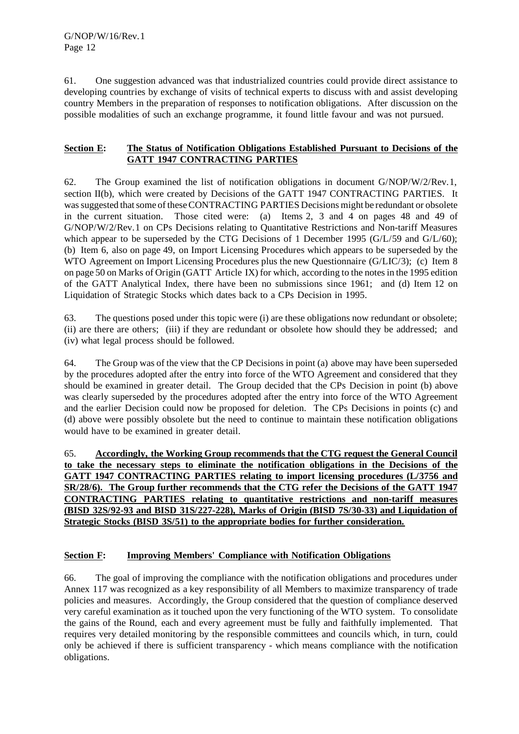61. One suggestion advanced was that industrialized countries could provide direct assistance to developing countries by exchange of visits of technical experts to discuss with and assist developing country Members in the preparation of responses to notification obligations. After discussion on the possible modalities of such an exchange programme, it found little favour and was not pursued.

## <u>Section E</u>: <u>The Status of Notification Obligations Established Pursuant to Decisions of the GATT 1947 CONTRACTING PARTIES</u>

62. The Group examined the list of notification obligations in document G/NOP/W/2/Rev.1, section II(b), which were created by Decisions of the GATT 1947 CONTRACTING PARTIES. It was suggested that some of these CONTRACTING PARTIES Decisions might be redundant or obsolete in the current situation. Those cited were: (a) Items 2, 3 and 4 on pages 48 and 49 of G/NOP/W/2/Rev.1 on CPs Decisions relating to Quantitative Restrictions and Non-tariff Measures which appear to be superseded by the CTG Decisions of 1 December 1995 (G/L/59 and G/L/60); (b) Item 6, also on page 49, on Import Licensing Procedures which appears to be superseded by the WTO Agreement on Import Licensing Procedures plus the new Questionnaire (G/LIC/3); (c) Item 8 on page 50 on Marks of Origin (GATT Article IX) for which, according to the notes in the 1995 edition of the GATT Analytical Index, there have been no submissions since 1961; and (d) Item 12 on Liquidation of Strategic Stocks which dates back to a CPs Decision in 1995.

63. The questions posed under this topic were (i) are these obligations now redundant or obsolete; (ii) are there are others; (iii) if they are redundant or obsolete how should they be addressed; and (iv) what legal process should be followed.

64. The Group was of the view that the CP Decisions in point (a) above may have been superseded by the procedures adopted after the entry into force of the WTO Agreement and considered that they should be examined in greater detail. The Group decided that the CPs Decision in point (b) above was clearly superseded by the procedures adopted after the entry into force of the WTO Agreement and the earlier Decision could now be proposed for deletion. The CPs Decisions in points (c) and (d) above were possibly obsolete but the need to continue to maintain these notification obligations would have to be examined in greater detail.

65. **<u>Accordingly, the Working Group recommends that the CTG request the General Council to take the necessary steps to eliminate the notification obligations in the Decisions of the GATT 1947 CONTRACTING PARTIES relating to import licensing procedures (L/3756 and SR/28/6). The Group further recommends that the CTG refer the Decisions of the GATT 1947 CONTRACTING PARTIES relating to quantitative restrictions and non-tariff measures (BISD 32S/92-93 and BISD 31S/227-228), Marks of Origin (BISD 7S/30-33) and Liquidation of Strategic Stocks (BISD 3S/51) to the appropriate bodies for further consideration.</u>**

## <u>Section F</u>: <u>Improving Members' Compliance with Notification Obligations</u>

66. The goal of improving the compliance with the notification obligations and procedures under Annex 117 was recognized as a key responsibility of all Members to maximize transparency of trade policies and measures. Accordingly, the Group considered that the question of compliance deserved very careful examination as it touched upon the very functioning of the WTO system. To consolidate the gains of the Round, each and every agreement must be fully and faithfully implemented. That requires very detailed monitoring by the responsible committees and councils which, in turn, could only be achieved if there is sufficient transparency - which means compliance with the notification obligations.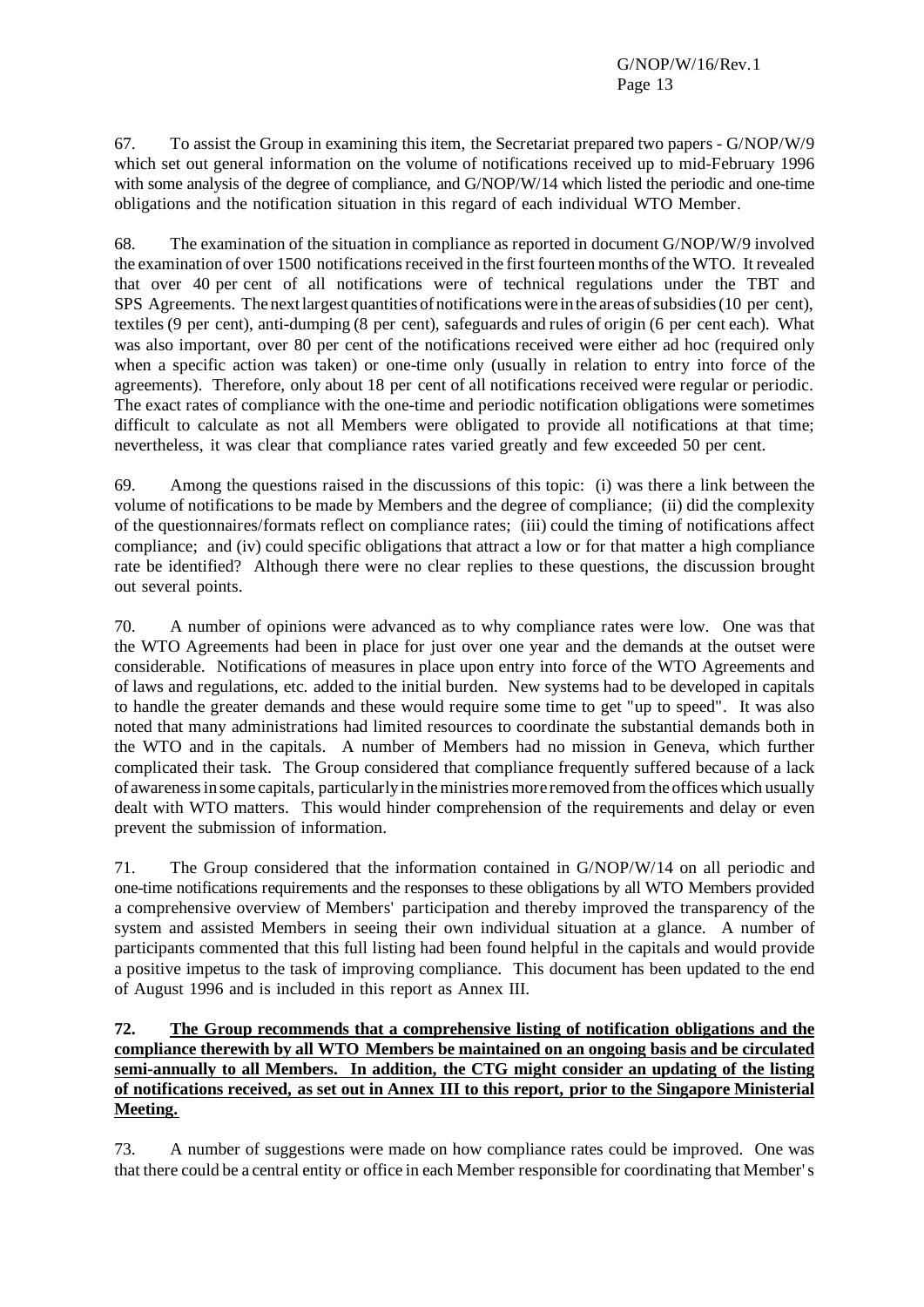67. To assist the Group in examining this item, the Secretariat prepared two papers - G/NOP/W/9 which set out general information on the volume of notifications received up to mid-February 1996 with some analysis of the degree of compliance, and G/NOP/W/14 which listed the periodic and one-time obligations and the notification situation in this regard of each individual WTO Member.

68. The examination of the situation in compliance as reported in document G/NOP/W/9 involved the examination of over 1500 notifications received in the first fourteen months of the WTO. It revealed that over 40 per cent of all notifications were of technical regulations under the TBT and SPS Agreements. The next largest quantities of notifications were in the areas of subsidies (10 per cent), textiles (9 per cent), anti-dumping (8 per cent), safeguards and rules of origin (6 per cent each). What was also important, over 80 per cent of the notifications received were either ad hoc (required only when a specific action was taken) or one-time only (usually in relation to entry into force of the agreements). Therefore, only about 18 per cent of all notifications received were regular or periodic. The exact rates of compliance with the one-time and periodic notification obligations were sometimes difficult to calculate as not all Members were obligated to provide all notifications at that time; nevertheless, it was clear that compliance rates varied greatly and few exceeded 50 per cent.

69. Among the questions raised in the discussions of this topic: (i) was there a link between the volume of notifications to be made by Members and the degree of compliance; (ii) did the complexity of the questionnaires/formats reflect on compliance rates; (iii) could the timing of notifications affect compliance; and (iv) could specific obligations that attract a low or for that matter a high compliance rate be identified? Although there were no clear replies to these questions, the discussion brought out several points.

70. A number of opinions were advanced as to why compliance rates were low. One was that the WTO Agreements had been in place for just over one year and the demands at the outset were considerable. Notifications of measures in place upon entry into force of the WTO Agreements and of laws and regulations, etc. added to the initial burden. New systems had to be developed in capitals to handle the greater demands and these would require some time to get "up to speed". It was also noted that many administrations had limited resources to coordinate the substantial demands both in the WTO and in the capitals. A number of Members had no mission in Geneva, which further complicated their task. The Group considered that compliance frequently suffered because of a lack of awareness in some capitals, particularly in the ministries more removed from the offices which usually dealt with WTO matters. This would hinder comprehension of the requirements and delay or even prevent the submission of information.

71. The Group considered that the information contained in G/NOP/W/14 on all periodic and one-time notifications requirements and the responses to these obligations by all WTO Members provided a comprehensive overview of Members' participation and thereby improved the transparency of the system and assisted Members in seeing their own individual situation at a glance. A number of participants commented that this full listing had been found helpful in the capitals and would provide a positive impetus to the task of improving compliance. This document has been updated to the end of August 1996 and is included in this report as Annex III.

**72. <u>The Group recommends that a comprehensive listing of notification obligations and the compliance therewith by all WTO Members be maintained on an ongoing basis and be circulated semi-annually to all Members. In addition, the CTG might consider an updating of the listing of notifications received, as set out in Annex III to this report, prior to the Singapore Ministerial Meeting.</u>**

73. A number of suggestions were made on how compliance rates could be improved. One was that there could be a central entity or office in each Member responsible for coordinating that Member's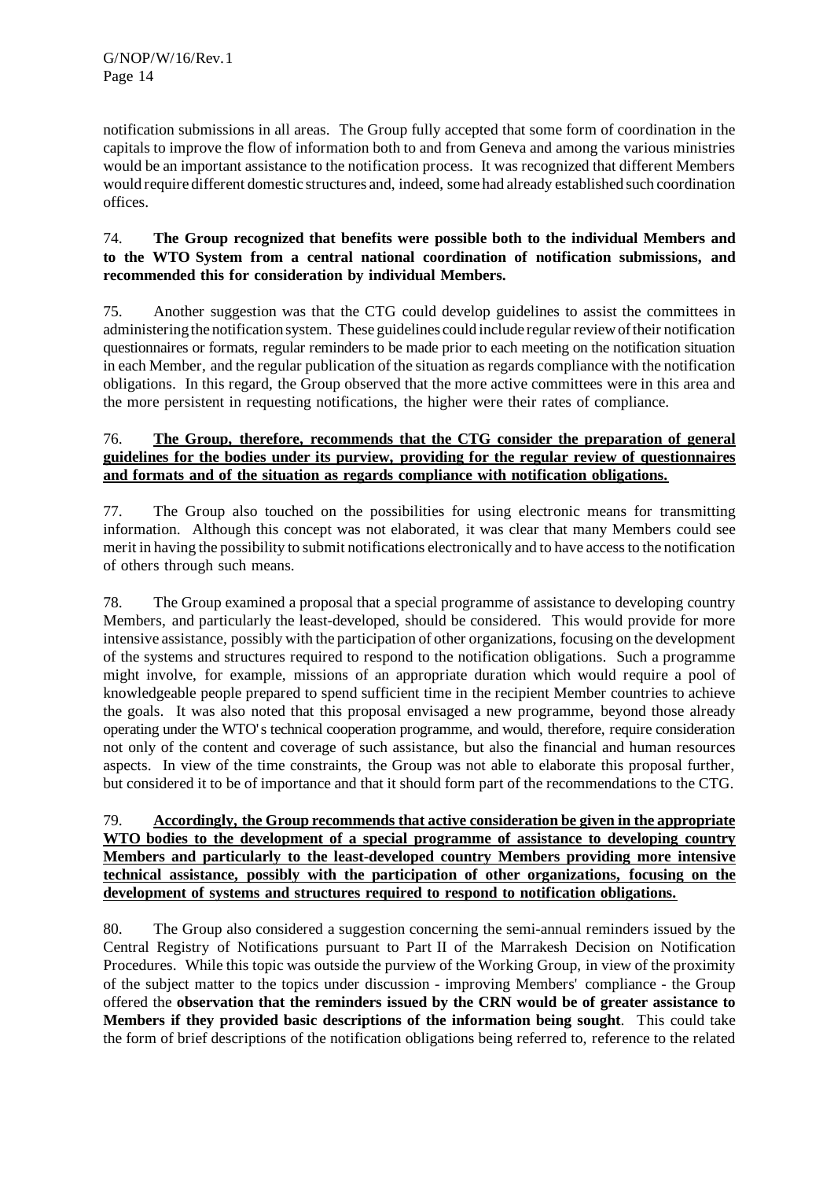notification submissions in all areas. The Group fully accepted that some form of coordination in the capitals to improve the flow of information both to and from Geneva and among the various ministries would be an important assistance to the notification process. It was recognized that different Members would require different domestic structures and, indeed, some had already established such coordination offices.

74. **The Group recognized that benefits were possible both to the individual Members and to the WTO System from a central national coordination of notification submissions, and recommended this for consideration by individual Members.**

75. Another suggestion was that the CTG could develop guidelines to assist the committees in administering the notification system. These guidelines could include regular review of their notification questionnaires or formats, regular reminders to be made prior to each meeting on the notification situation in each Member, and the regular publication of the situation as regards compliance with the notification obligations. In this regard, the Group observed that the more active committees were in this area and the more persistent in requesting notifications, the higher were their rates of compliance.

76. **<u>The Group, therefore, recommends that the CTG consider the preparation of general guidelines for the bodies under its purview, providing for the regular review of questionnaires and formats and of the situation as regards compliance with notification obligations.</u>**

77. The Group also touched on the possibilities for using electronic means for transmitting information. Although this concept was not elaborated, it was clear that many Members could see merit in having the possibility to submit notifications electronically and to have access to the notification of others through such means.

78. The Group examined a proposal that a special programme of assistance to developing country Members, and particularly the least-developed, should be considered. This would provide for more intensive assistance, possibly with the participation of other organizations, focusing on the development of the systems and structures required to respond to the notification obligations. Such a programme might involve, for example, missions of an appropriate duration which would require a pool of knowledgeable people prepared to spend sufficient time in the recipient Member countries to achieve the goals. It was also noted that this proposal envisaged a new programme, beyond those already operating under the WTO's technical cooperation programme, and would, therefore, require consideration not only of the content and coverage of such assistance, but also the financial and human resources aspects. In view of the time constraints, the Group was not able to elaborate this proposal further, but considered it to be of importance and that it should form part of the recommendations to the CTG.

79. **<u>Accordingly, the Group recommends that active consideration be given in the appropriate WTO bodies to the development of a special programme of assistance to developing country Members and particularly to the least-developed country Members providing more intensive technical assistance, possibly with the participation of other organizations, focusing on the development of systems and structures required to respond to notification obligations.</u>**

80. The Group also considered a suggestion concerning the semi-annual reminders issued by the Central Registry of Notifications pursuant to Part II of the Marrakesh Decision on Notification Procedures. While this topic was outside the purview of the Working Group, in view of the proximity of the subject matter to the topics under discussion - improving Members' compliance - the Group offered the **observation that the reminders issued by the CRN would be of greater assistance to Members if they provided basic descriptions of the information being sought**. This could take the form of brief descriptions of the notification obligations being referred to, reference to the related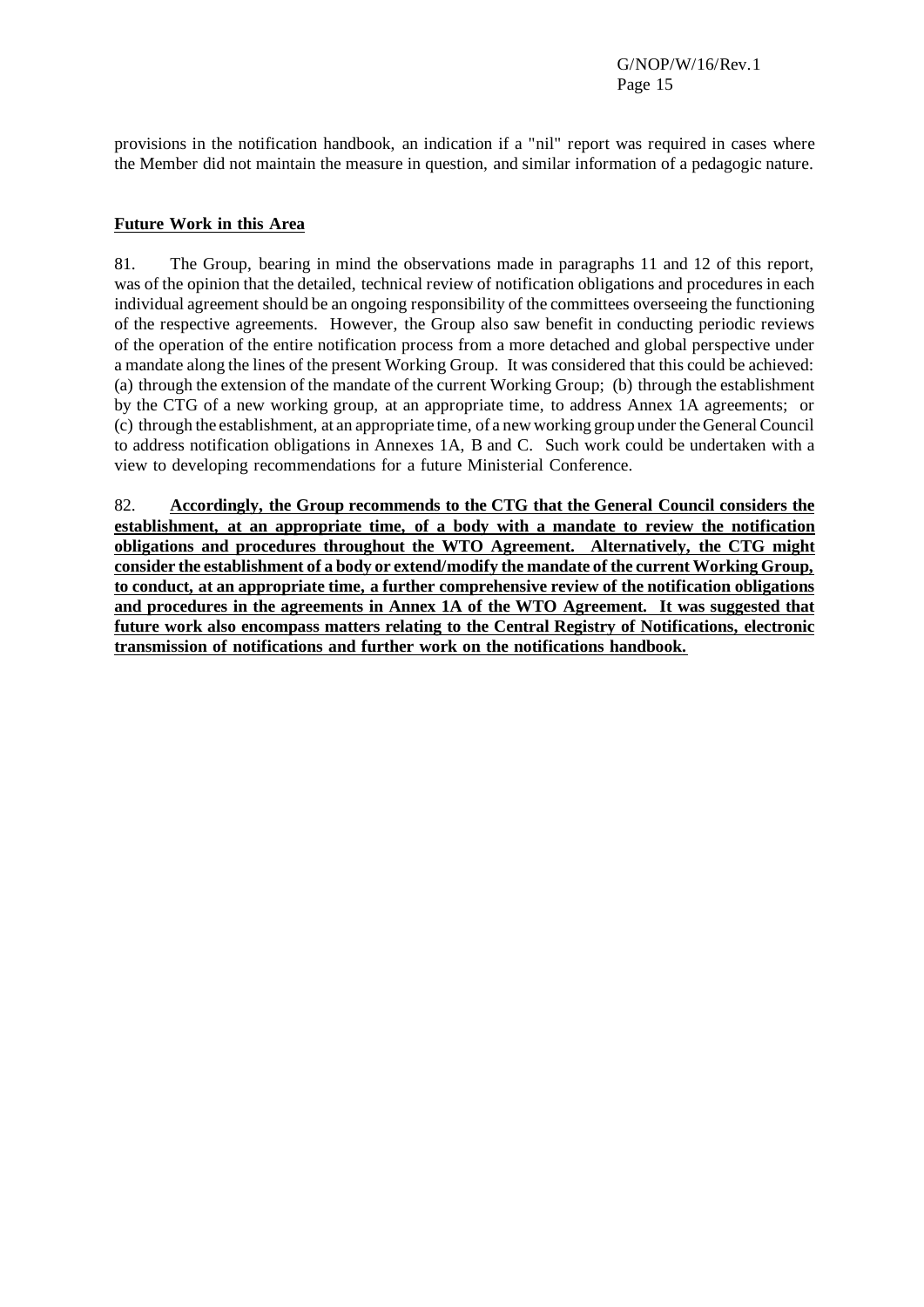provisions in the notification handbook, an indication if a "nil" report was required in cases where the Member did not maintain the measure in question, and similar information of a pedagogic nature.

**Future Work in this Area**

81. The Group, bearing in mind the observations made in paragraphs 11 and 12 of this report, was of the opinion that the detailed, technical review of notification obligations and procedures in each individual agreement should be an ongoing responsibility of the committees overseeing the functioning of the respective agreements. However, the Group also saw benefit in conducting periodic reviews of the operation of the entire notification process from a more detached and global perspective under a mandate along the lines of the present Working Group. It was considered that this could be achieved: (a) through the extension of the mandate of the current Working Group; (b) through the establishment by the CTG of a new working group, at an appropriate time, to address Annex 1A agreements; or (c) through the establishment, at an appropriate time, of a new working group under the General Council to address notification obligations in Annexes 1A, B and C. Such work could be undertaken with a view to developing recommendations for a future Ministerial Conference.

82. **Accordingly, the Group recommends to the CTG that the General Council considers the establishment, at an appropriate time, of a body with a mandate to review the notification obligations and procedures throughout the WTO Agreement. Alternatively, the CTG might consider the establishment of a body or extend/modify the mandate of the current Working Group, to conduct, at an appropriate time, a further comprehensive review of the notification obligations and procedures in the agreements in Annex 1A of the WTO Agreement. It was suggested that future work also encompass matters relating to the Central Registry of Notifications, electronic transmission of notifications and further work on the notifications handbook.**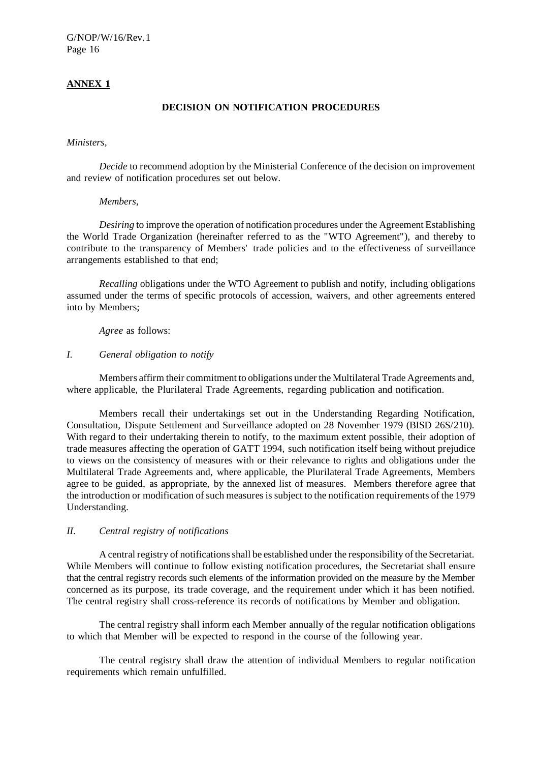**ANNEX 1**

## DECISION ON NOTIFICATION PROCEDURES

*Ministers,*

*Decide* to recommend adoption by the Ministerial Conference of the decision on improvement and review of notification procedures set out below.

*Members,*

*Desiring* to improve the operation of notification procedures under the Agreement Establishing the World Trade Organization (hereinafter referred to as the "WTO Agreement"), and thereby to contribute to the transparency of Members' trade policies and to the effectiveness of surveillance arrangements established to that end;

*Recalling* obligations under the WTO Agreement to publish and notify, including obligations assumed under the terms of specific protocols of accession, waivers, and other agreements entered into by Members;

*Agree* as follows:

*I. General obligation to notify*

Members affirm their commitment to obligations under the Multilateral Trade Agreements and, where applicable, the Plurilateral Trade Agreements, regarding publication and notification.

Members recall their undertakings set out in the Understanding Regarding Notification, Consultation, Dispute Settlement and Surveillance adopted on 28 November 1979 (BISD 26S/210). With regard to their undertaking therein to notify, to the maximum extent possible, their adoption of trade measures affecting the operation of GATT 1994, such notification itself being without prejudice to views on the consistency of measures with or their relevance to rights and obligations under the Multilateral Trade Agreements and, where applicable, the Plurilateral Trade Agreements, Members agree to be guided, as appropriate, by the annexed list of measures. Members therefore agree that the introduction or modification of such measures is subject to the notification requirements of the 1979 Understanding.

*II. Central registry of notifications*

A central registry of notifications shall be established under the responsibility of the Secretariat. While Members will continue to follow existing notification procedures, the Secretariat shall ensure that the central registry records such elements of the information provided on the measure by the Member concerned as its purpose, its trade coverage, and the requirement under which it has been notified. The central registry shall cross-reference its records of notifications by Member and obligation.

The central registry shall inform each Member annually of the regular notification obligations to which that Member will be expected to respond in the course of the following year.

The central registry shall draw the attention of individual Members to regular notification requirements which remain unfulfilled.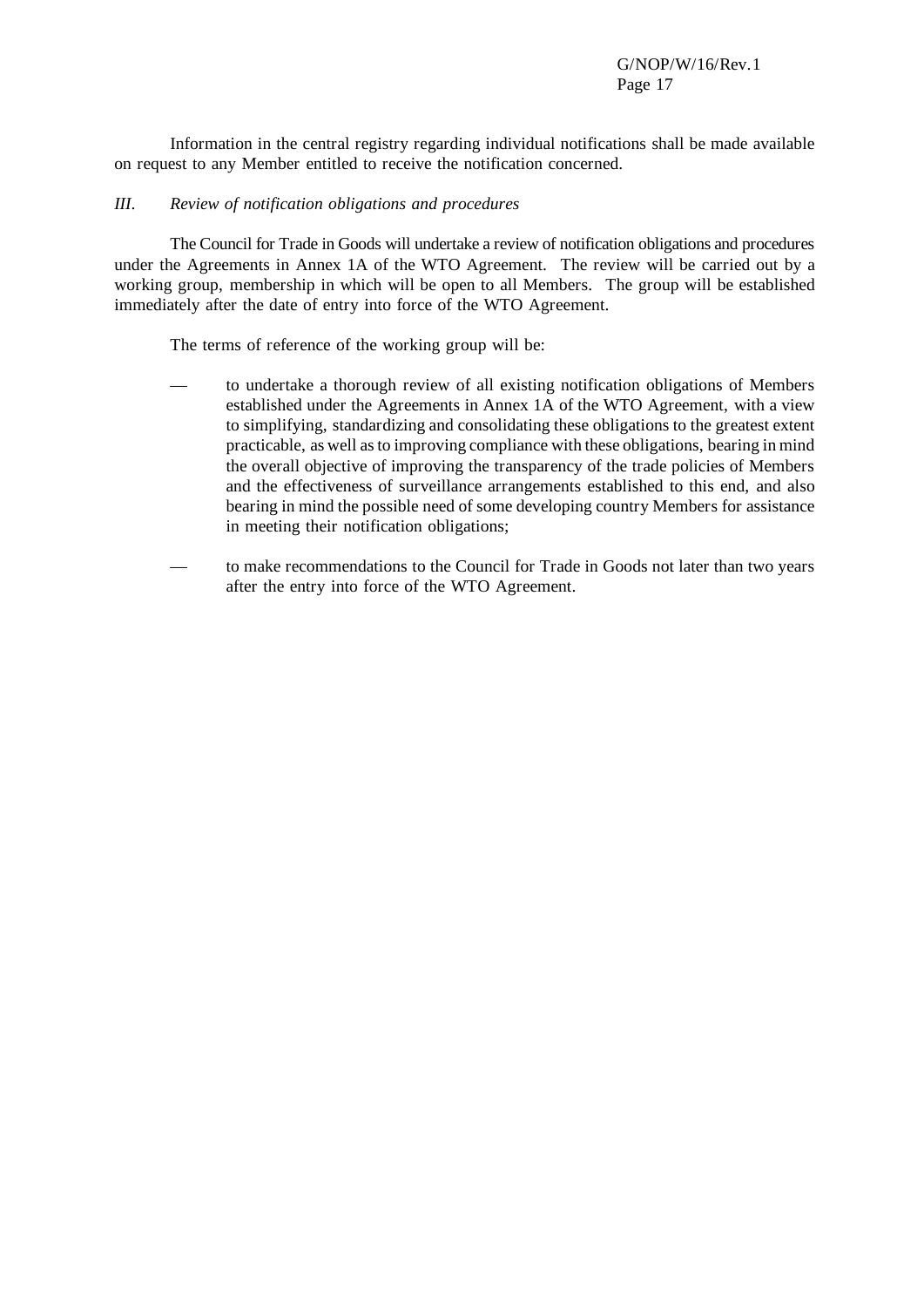Information in the central registry regarding individual notifications shall be made available on request to any Member entitled to receive the notification concerned.

### *III. Review of notification obligations and procedures*

The Council for Trade in Goods will undertake a review of notification obligations and procedures under the Agreements in Annex 1A of the WTO Agreement. The review will be carried out by a working group, membership in which will be open to all Members. The group will be established immediately after the date of entry into force of the WTO Agreement.

The terms of reference of the working group will be:

- to undertake a thorough review of all existing notification obligations of Members established under the Agreements in Annex 1A of the WTO Agreement, with a view to simplifying, standardizing and consolidating these obligations to the greatest extent practicable, as well as to improving compliance with these obligations, bearing in mind the overall objective of improving the transparency of the trade policies of Members and the effectiveness of surveillance arrangements established to this end, and also bearing in mind the possible need of some developing country Members for assistance in meeting their notification obligations;

- to make recommendations to the Council for Trade in Goods not later than two years after the entry into force of the WTO Agreement.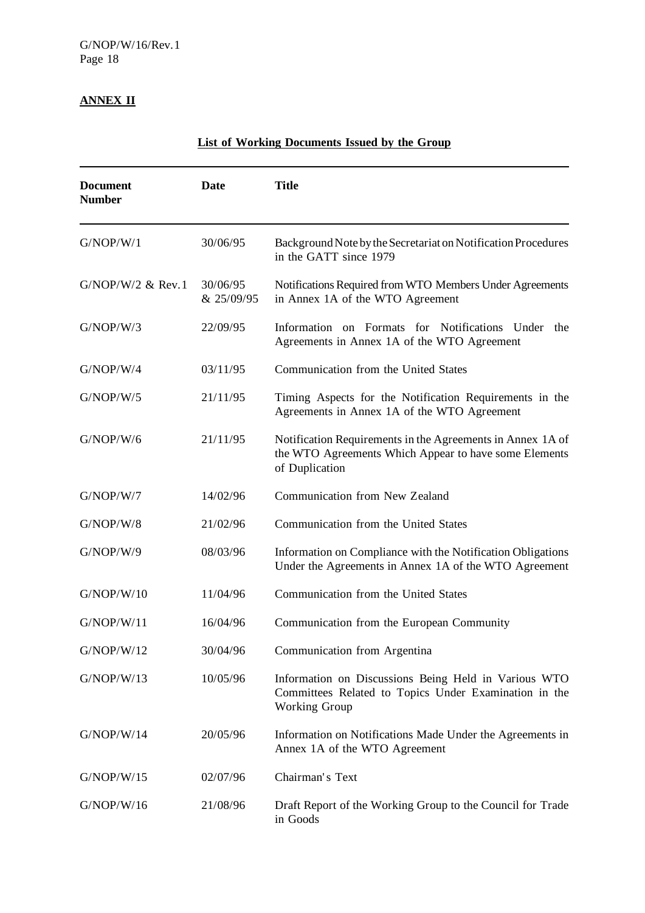**ANNEX II**

**List of Working Documents Issued by the Group**

| Document Number | Date | Title |
|---|---|---|
| G/NOP/W/1 | 30/06/95 | Background Note by the Secretariat on Notification Procedures in the GATT since 1979 |
| G/NOP/W/2 & Rev.1 | 30/06/95 & 25/09/95 | Notifications Required from WTO Members Under Agreements in Annex 1A of the WTO Agreement |
| G/NOP/W/3 | 22/09/95 | Information on Formats for Notifications Under the Agreements in Annex 1A of the WTO Agreement |
| G/NOP/W/4 | 03/11/95 | Communication from the United States |
| G/NOP/W/5 | 21/11/95 | Timing Aspects for the Notification Requirements in the Agreements in Annex 1A of the WTO Agreement |
| G/NOP/W/6 | 21/11/95 | Notification Requirements in the Agreements in Annex 1A of the WTO Agreements Which Appear to have some Elements of Duplication |
| G/NOP/W/7 | 14/02/96 | Communication from New Zealand |
| G/NOP/W/8 | 21/02/96 | Communication from the United States |
| G/NOP/W/9 | 08/03/96 | Information on Compliance with the Notification Obligations Under the Agreements in Annex 1A of the WTO Agreement |
| G/NOP/W/10 | 11/04/96 | Communication from the United States |
| G/NOP/W/11 | 16/04/96 | Communication from the European Community |
| G/NOP/W/12 | 30/04/96 | Communication from Argentina |
| G/NOP/W/13 | 10/05/96 | Information on Discussions Being Held in Various WTO Committees Related to Topics Under Examination in the Working Group |
| G/NOP/W/14 | 20/05/96 | Information on Notifications Made Under the Agreements in Annex 1A of the WTO Agreement |
| G/NOP/W/15 | 02/07/96 | Chairman's Text |
| G/NOP/W/16 | 21/08/96 | Draft Report of the Working Group to the Council for Trade in Goods |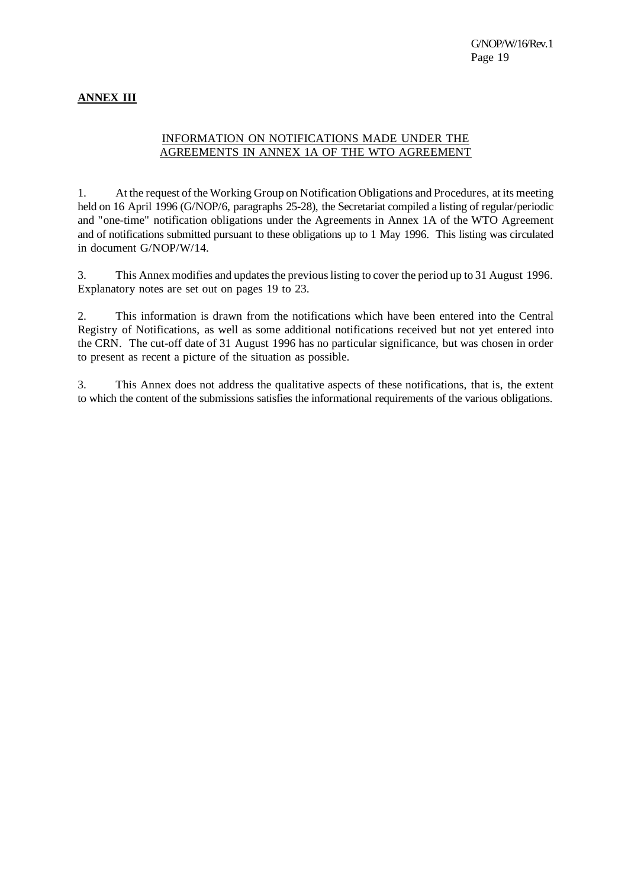**ANNEX III**

INFORMATION ON NOTIFICATIONS MADE UNDER THE AGREEMENTS IN ANNEX 1A OF THE WTO AGREEMENT

1. At the request of the Working Group on Notification Obligations and Procedures, at its meeting held on 16 April 1996 (G/NOP/6, paragraphs 25-28), the Secretariat compiled a listing of regular/periodic and "one-time" notification obligations under the Agreements in Annex 1A of the WTO Agreement and of notifications submitted pursuant to these obligations up to 1 May 1996. This listing was circulated in document G/NOP/W/14.

3. This Annex modifies and updates the previous listing to cover the period up to 31 August 1996. Explanatory notes are set out on pages 19 to 23.

2. This information is drawn from the notifications which have been entered into the Central Registry of Notifications, as well as some additional notifications received but not yet entered into the CRN. The cut-off date of 31 August 1996 has no particular significance, but was chosen in order to present as recent a picture of the situation as possible.

3. This Annex does not address the qualitative aspects of these notifications, that is, the extent to which the content of the submissions satisfies the informational requirements of the various obligations.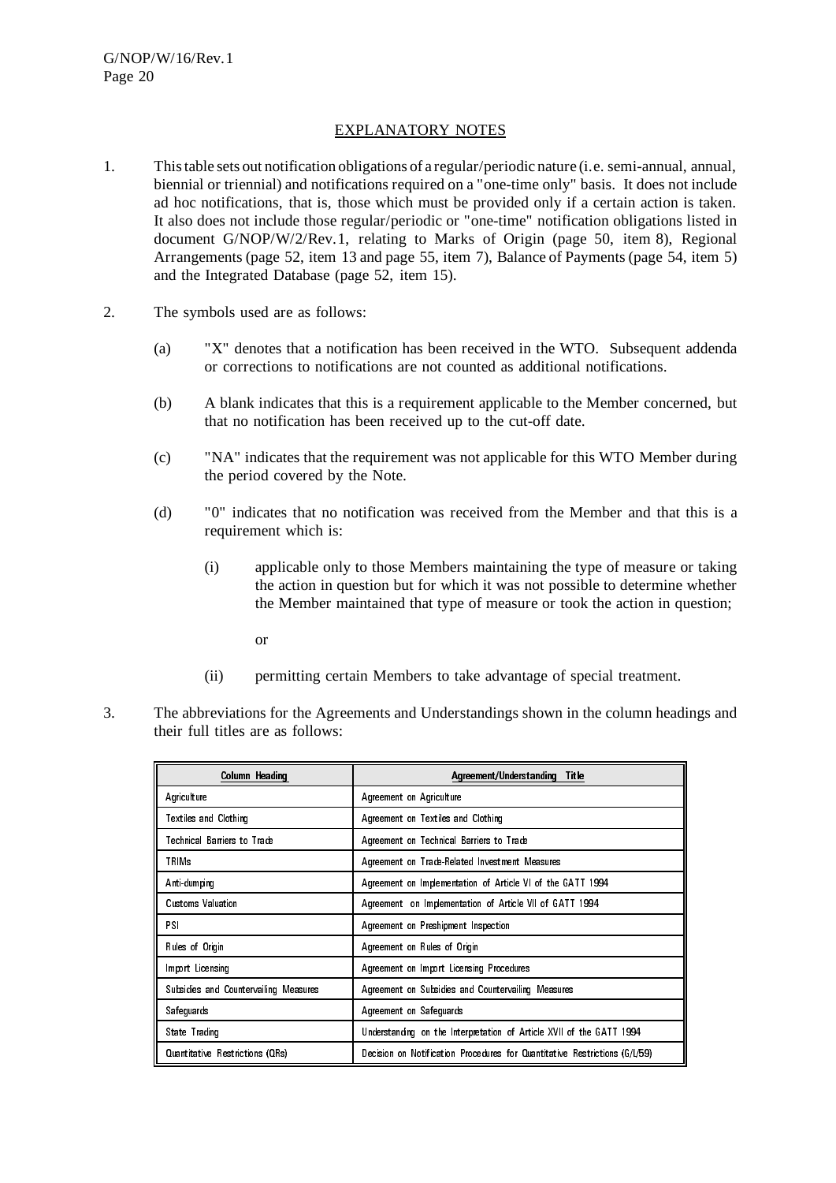## EXPLANATORY NOTES

1. This table sets out notification obligations of a regular/periodic nature (i.e. semi-annual, annual, biennial or triennial) and notifications required on a "one-time only" basis. It does not include ad hoc notifications, that is, those which must be provided only if a certain action is taken. It also does not include those regular/periodic or "one-time" notification obligations listed in document G/NOP/W/2/Rev.1, relating to Marks of Origin (page 50, item 8), Regional Arrangements (page 52, item 13 and page 55, item 7), Balance of Payments (page 54, item 5) and the Integrated Database (page 52, item 15).

2. The symbols used are as follows:

   (a) "X" denotes that a notification has been received in the WTO. Subsequent addenda or corrections to notifications are not counted as additional notifications.

   (b) A blank indicates that this is a requirement applicable to the Member concerned, but that no notification has been received up to the cut-off date.

   (c) "NA" indicates that the requirement was not applicable for this WTO Member during the period covered by the Note.

   (d) "0" indicates that no notification was received from the Member and that this is a requirement which is:

      (i) applicable only to those Members maintaining the type of measure or taking the action in question but for which it was not possible to determine whether the Member maintained that type of measure or took the action in question;

      or

      (ii) permitting certain Members to take advantage of special treatment.

3. The abbreviations for the Agreements and Understandings shown in the column headings and their full titles are as follows:

| Column Heading | Agreement/Understanding Title |
|---|---|
| Agriculture | Agreement on Agriculture |
| Textiles and Clothing | Agreement on Textiles and Clothing |
| Technical Barriers to Trade | Agreement on Technical Barriers to Trade |
| TRIMs | Agreement on Trade-Related Investment Measures |
| Anti-dumping | Agreement on Implementation of Article VI of the GATT 1994 |
| Customs Valuation | Agreement on Implementation of Article VII of GATT 1994 |
| PSI | Agreement on Preshipment Inspection |
| Rules of Origin | Agreement on Rules of Origin |
| Import Licensing | Agreement on Import Licensing Procedures |
| Subsidies and Countervailing Measures | Agreement on Subsidies and Countervailing Measures |
| Safeguards | Agreement on Safeguards |
| State Trading | Understanding on the Interpretation of Article XVII of the GATT 1994 |
| Quantitative Restrictions (QRs) | Decision on Notification Procedures for Quantitative Restrictions (G/L/59) |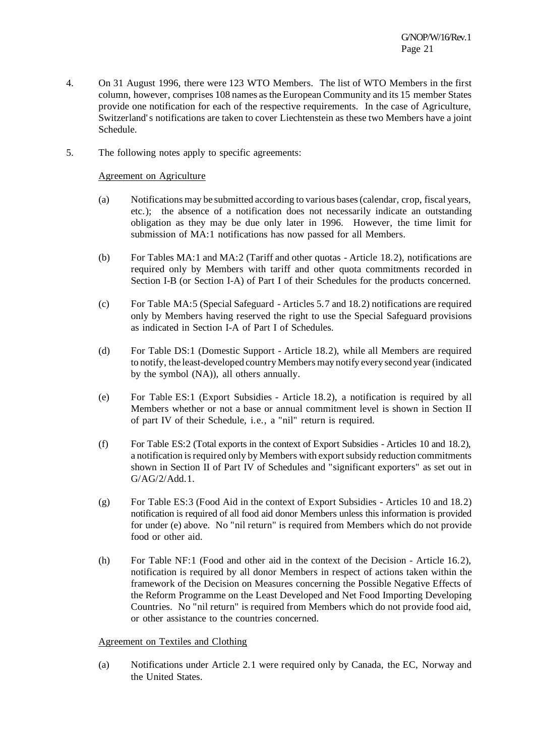4. On 31 August 1996, there were 123 WTO Members. The list of WTO Members in the first column, however, comprises 108 names as the European Community and its 15 member States provide one notification for each of the respective requirements. In the case of Agriculture, Switzerland's notifications are taken to cover Liechtenstein as these two Members have a joint Schedule.

5. The following notes apply to specific agreements:

   <u>Agreement on Agriculture</u>

   (a) Notifications may be submitted according to various bases (calendar, crop, fiscal years, etc.); the absence of a notification does not necessarily indicate an outstanding obligation as they may be due only later in 1996. However, the time limit for submission of MA:1 notifications has now passed for all Members.

   (b) For Tables MA:1 and MA:2 (Tariff and other quotas - Article 18.2), notifications are required only by Members with tariff and other quota commitments recorded in Section I-B (or Section I-A) of Part I of their Schedules for the products concerned.

   (c) For Table MA:5 (Special Safeguard - Articles 5.7 and 18.2) notifications are required only by Members having reserved the right to use the Special Safeguard provisions as indicated in Section I-A of Part I of Schedules.

   (d) For Table DS:1 (Domestic Support - Article 18.2), while all Members are required to notify, the least-developed country Members may notify every second year (indicated by the symbol (NA)), all others annually.

   (e) For Table ES:1 (Export Subsidies - Article 18.2), a notification is required by all Members whether or not a base or annual commitment level is shown in Section II of part IV of their Schedule, i.e., a "nil" return is required.

   (f) For Table ES:2 (Total exports in the context of Export Subsidies - Articles 10 and 18.2), a notification is required only by Members with export subsidy reduction commitments shown in Section II of Part IV of Schedules and "significant exporters" as set out in G/AG/2/Add.1.

   (g) For Table ES:3 (Food Aid in the context of Export Subsidies - Articles 10 and 18.2) notification is required of all food aid donor Members unless this information is provided for under (e) above. No "nil return" is required from Members which do not provide food or other aid.

   (h) For Table NF:1 (Food and other aid in the context of the Decision - Article 16.2), notification is required by all donor Members in respect of actions taken within the framework of the Decision on Measures concerning the Possible Negative Effects of the Reform Programme on the Least Developed and Net Food Importing Developing Countries. No "nil return" is required from Members which do not provide food aid, or other assistance to the countries concerned.

   <u>Agreement on Textiles and Clothing</u>

   (a) Notifications under Article 2.1 were required only by Canada, the EC, Norway and the United States.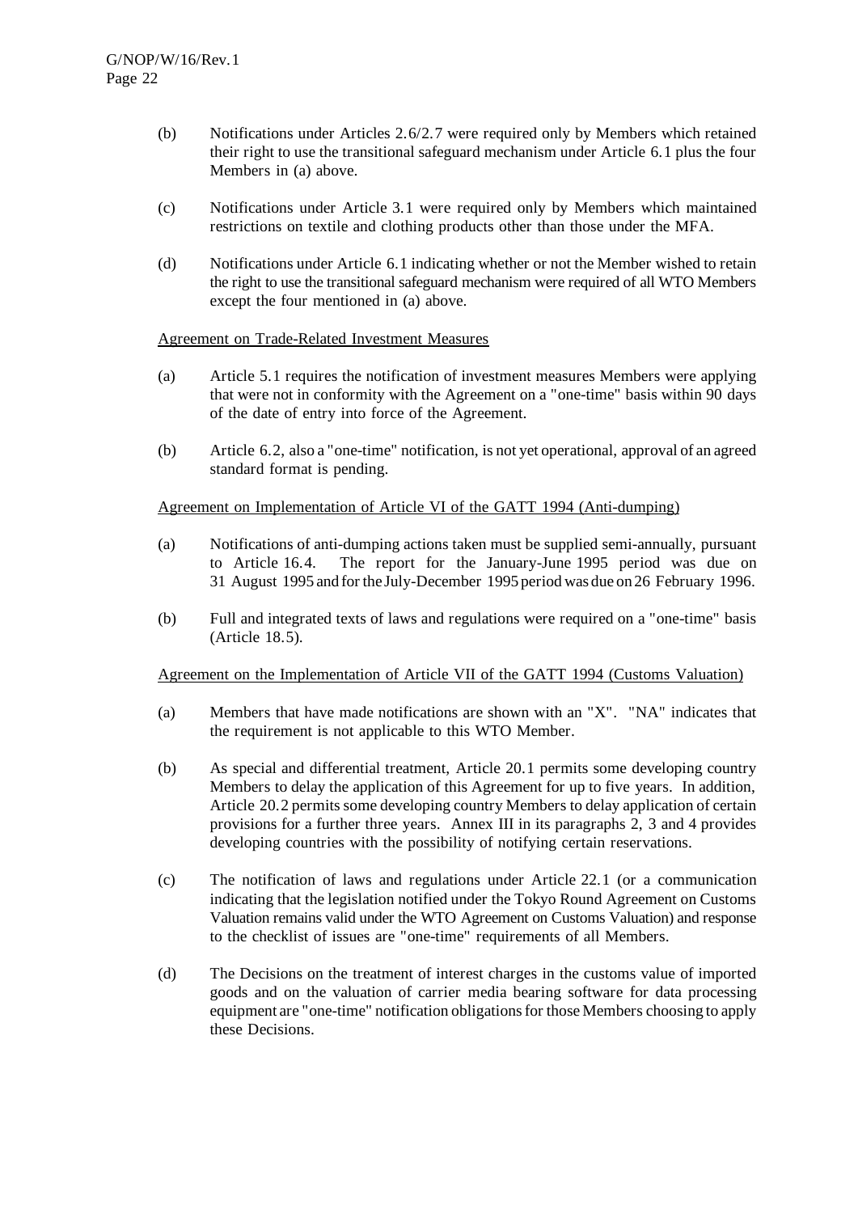(b) Notifications under Articles 2.6/2.7 were required only by Members which retained their right to use the transitional safeguard mechanism under Article 6.1 plus the four Members in (a) above.

(c) Notifications under Article 3.1 were required only by Members which maintained restrictions on textile and clothing products other than those under the MFA.

(d) Notifications under Article 6.1 indicating whether or not the Member wished to retain the right to use the transitional safeguard mechanism were required of all WTO Members except the four mentioned in (a) above.

Agreement on Trade-Related Investment Measures

(a) Article 5.1 requires the notification of investment measures Members were applying that were not in conformity with the Agreement on a "one-time" basis within 90 days of the date of entry into force of the Agreement.

(b) Article 6.2, also a "one-time" notification, is not yet operational, approval of an agreed standard format is pending.

Agreement on Implementation of Article VI of the GATT 1994 (Anti-dumping)

(a) Notifications of anti-dumping actions taken must be supplied semi-annually, pursuant to Article 16.4. The report for the January-June 1995 period was due on 31 August 1995 and for the July-December 1995 period was due on 26 February 1996.

(b) Full and integrated texts of laws and regulations were required on a "one-time" basis (Article 18.5).

Agreement on the Implementation of Article VII of the GATT 1994 (Customs Valuation)

(a) Members that have made notifications are shown with an "X". "NA" indicates that the requirement is not applicable to this WTO Member.

(b) As special and differential treatment, Article 20.1 permits some developing country Members to delay the application of this Agreement for up to five years. In addition, Article 20.2 permits some developing country Members to delay application of certain provisions for a further three years. Annex III in its paragraphs 2, 3 and 4 provides developing countries with the possibility of notifying certain reservations.

(c) The notification of laws and regulations under Article 22.1 (or a communication indicating that the legislation notified under the Tokyo Round Agreement on Customs Valuation remains valid under the WTO Agreement on Customs Valuation) and response to the checklist of issues are "one-time" requirements of all Members.

(d) The Decisions on the treatment of interest charges in the customs value of imported goods and on the valuation of carrier media bearing software for data processing equipment are "one-time" notification obligations for those Members choosing to apply these Decisions.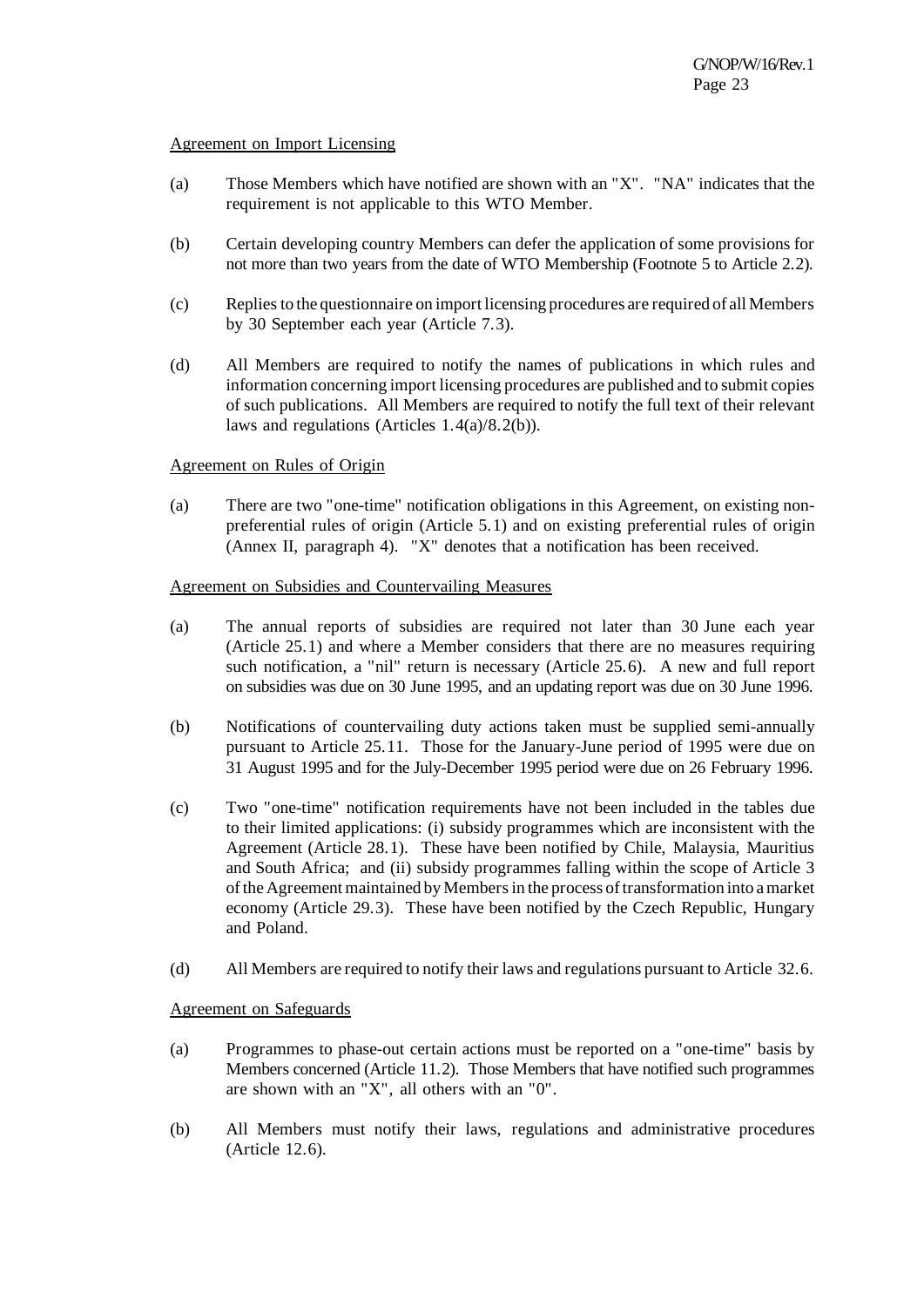Agreement on Import Licensing

(a) Those Members which have notified are shown with an "X". "NA" indicates that the requirement is not applicable to this WTO Member.

(b) Certain developing country Members can defer the application of some provisions for not more than two years from the date of WTO Membership (Footnote 5 to Article 2.2).

(c) Replies to the questionnaire on import licensing procedures are required of all Members by 30 September each year (Article 7.3).

(d) All Members are required to notify the names of publications in which rules and information concerning import licensing procedures are published and to submit copies of such publications. All Members are required to notify the full text of their relevant laws and regulations (Articles 1.4(a)/8.2(b)).

Agreement on Rules of Origin

(a) There are two "one-time" notification obligations in this Agreement, on existing non-preferential rules of origin (Article 5.1) and on existing preferential rules of origin (Annex II, paragraph 4). "X" denotes that a notification has been received.

Agreement on Subsidies and Countervailing Measures

(a) The annual reports of subsidies are required not later than 30 June each year (Article 25.1) and where a Member considers that there are no measures requiring such notification, a "nil" return is necessary (Article 25.6). A new and full report on subsidies was due on 30 June 1995, and an updating report was due on 30 June 1996.

(b) Notifications of countervailing duty actions taken must be supplied semi-annually pursuant to Article 25.11. Those for the January-June period of 1995 were due on 31 August 1995 and for the July-December 1995 period were due on 26 February 1996.

(c) Two "one-time" notification requirements have not been included in the tables due to their limited applications: (i) subsidy programmes which are inconsistent with the Agreement (Article 28.1). These have been notified by Chile, Malaysia, Mauritius and South Africa; and (ii) subsidy programmes falling within the scope of Article 3 of the Agreement maintained by Members in the process of transformation into a market economy (Article 29.3). These have been notified by the Czech Republic, Hungary and Poland.

(d) All Members are required to notify their laws and regulations pursuant to Article 32.6.

Agreement on Safeguards

(a) Programmes to phase-out certain actions must be reported on a "one-time" basis by Members concerned (Article 11.2). Those Members that have notified such programmes are shown with an "X", all others with an "0".

(b) All Members must notify their laws, regulations and administrative procedures (Article 12.6).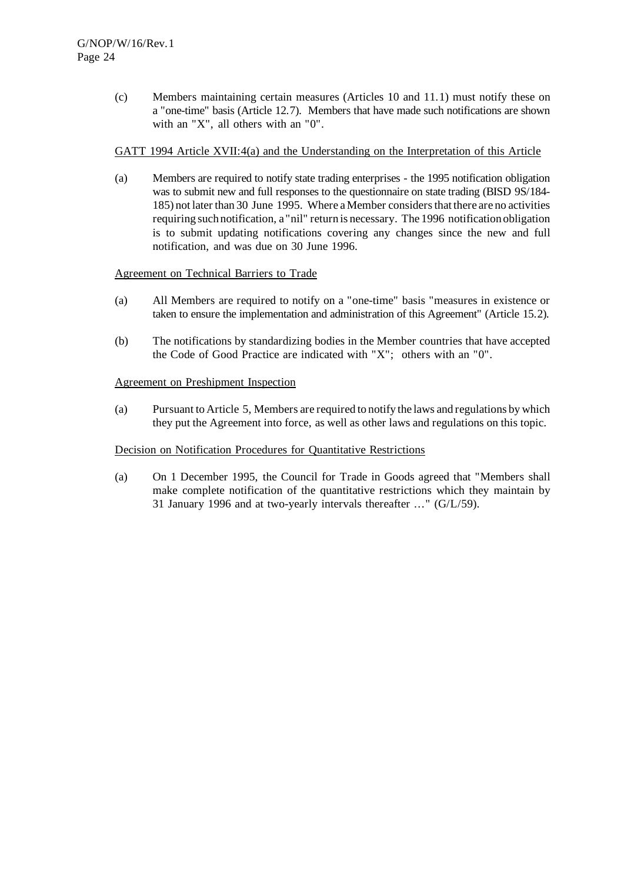(c) Members maintaining certain measures (Articles 10 and 11.1) must notify these on a "one-time" basis (Article 12.7). Members that have made such notifications are shown with an "X", all others with an "0".

<u>GATT 1994 Article XVII:4(a) and the Understanding on the Interpretation of this Article</u>

(a) Members are required to notify state trading enterprises - the 1995 notification obligation was to submit new and full responses to the questionnaire on state trading (BISD 9S/184-185) not later than 30 June 1995. Where a Member considers that there are no activities requiring such notification, a "nil" return is necessary. The 1996 notification obligation is to submit updating notifications covering any changes since the new and full notification, and was due on 30 June 1996.

<u>Agreement on Technical Barriers to Trade</u>

(a) All Members are required to notify on a "one-time" basis "measures in existence or taken to ensure the implementation and administration of this Agreement" (Article 15.2).

(b) The notifications by standardizing bodies in the Member countries that have accepted the Code of Good Practice are indicated with "X"; others with an "0".

<u>Agreement on Preshipment Inspection</u>

(a) Pursuant to Article 5, Members are required to notify the laws and regulations by which they put the Agreement into force, as well as other laws and regulations on this topic.

<u>Decision on Notification Procedures for Quantitative Restrictions</u>

(a) On 1 December 1995, the Council for Trade in Goods agreed that "Members shall make complete notification of the quantitative restrictions which they maintain by 31 January 1996 and at two-yearly intervals thereafter …" (G/L/59).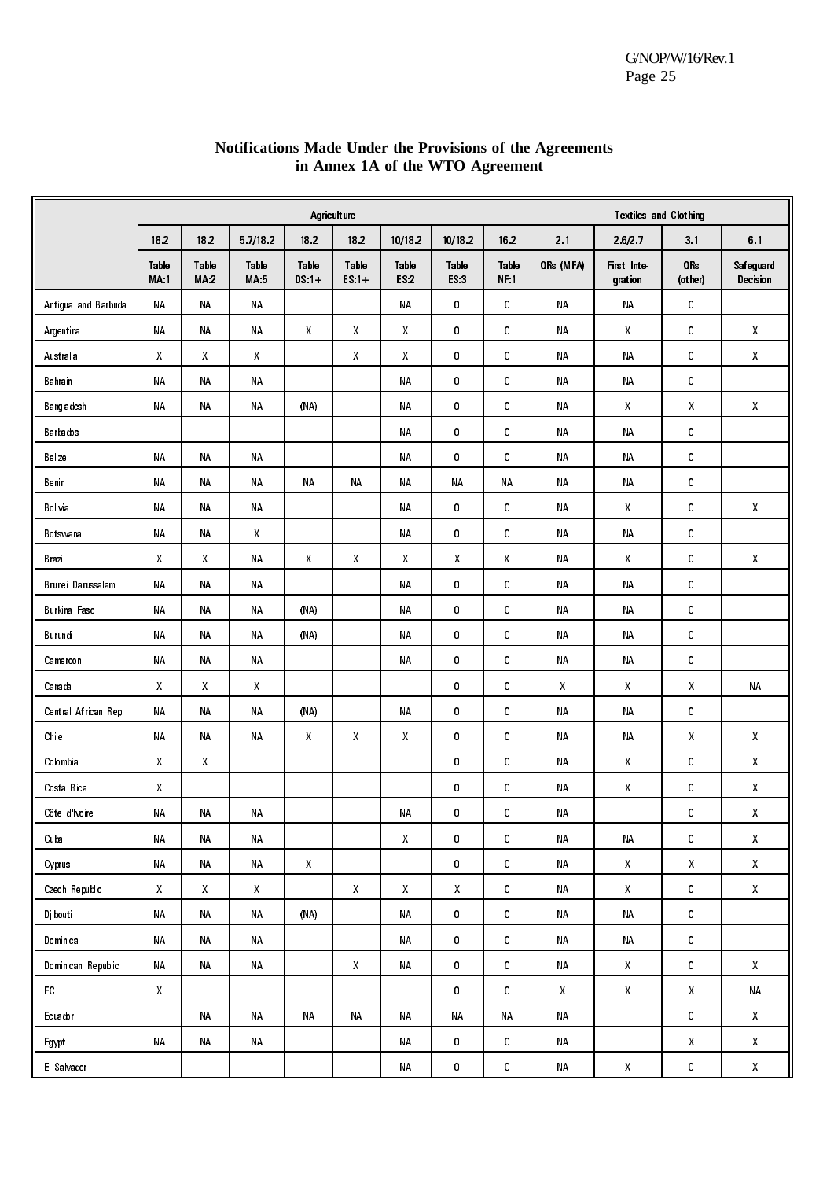**Notifications Made Under the Provisions of the Agreements in Annex 1A of the WTO Agreement**

| | Agriculture | | | | | | | | Textiles and Clothing | | | |
|---|---|---|---|---|---|---|---|---|---|---|---|---|
| | 18.2 | 18.2 | 5.7/18.2 | 18.2 | 18.2 | 10/18.2 | 10/18.2 | 16.2 | 2.1 | 2.6/2.7 | 3.1 | 6.1 |
| | Table MA:1 | Table MA:2 | Table MA:5 | Table DS:1+ | Table ES:1+ | Table ES:2 | Table ES:3 | Table NF:1 | QRs (MFA) | First Integration | QRs (other) | Safeguard Decision |
| Antigua and Barbuda | NA | NA | NA | | | NA | 0 | 0 | NA | NA | 0 | |
| Argentina | NA | NA | NA | X | X | X | 0 | 0 | NA | X | 0 | X |
| Australia | X | X | X | | X | X | 0 | 0 | NA | NA | 0 | X |
| Bahrain | NA | NA | NA | | | NA | 0 | 0 | NA | NA | 0 | |
| Bangladesh | NA | NA | NA | (NA) | | NA | 0 | 0 | NA | X | X | X |
| Barbados | | | | | | NA | 0 | 0 | NA | NA | 0 | |
| Belize | NA | NA | NA | | | NA | 0 | 0 | NA | NA | 0 | |
| Benin | NA | NA | NA | NA | NA | NA | NA | NA | NA | NA | 0 | |
| Bolivia | NA | NA | NA | | | NA | 0 | 0 | NA | X | 0 | X |
| Botswana | NA | NA | X | | | NA | 0 | 0 | NA | NA | 0 | |
| Brazil | X | X | NA | X | X | X | X | X | NA | X | 0 | X |
| Brunei Darussalam | NA | NA | NA | | | NA | 0 | 0 | NA | NA | 0 | |
| Burkina Faso | NA | NA | NA | (NA) | | NA | 0 | 0 | NA | NA | 0 | |
| Burundi | NA | NA | NA | (NA) | | NA | 0 | 0 | NA | NA | 0 | |
| Cameroon | NA | NA | NA | | | NA | 0 | 0 | NA | NA | 0 | |
| Canada | X | X | X | | | | 0 | 0 | X | X | X | NA |
| Central African Rep. | NA | NA | NA | (NA) | | NA | 0 | 0 | NA | NA | 0 | |
| Chile | NA | NA | NA | X | X | X | 0 | 0 | NA | NA | X | X |
| Colombia | X | X | | | | | 0 | 0 | NA | X | 0 | X |
| Costa Rica | X | | | | | | 0 | 0 | NA | X | 0 | X |
| Côte d'Ivoire | NA | NA | NA | | | NA | 0 | 0 | NA | | 0 | X |
| Cuba | NA | NA | NA | | | X | 0 | 0 | NA | NA | 0 | X |
| Cyprus | NA | NA | NA | X | | | 0 | 0 | NA | X | X | X |
| Czech Republic | X | X | X | | X | X | X | 0 | NA | X | 0 | X |
| Djibouti | NA | NA | NA | (NA) | | NA | 0 | 0 | NA | NA | 0 | |
| Dominica | NA | NA | NA | | | NA | 0 | 0 | NA | NA | 0 | |
| Dominican Republic | NA | NA | NA | | X | NA | 0 | 0 | NA | X | 0 | X |
| EC | X | | | | | | 0 | 0 | X | X | X | NA |
| Ecuador | | NA | NA | NA | NA | NA | NA | NA | NA | | 0 | X |
| Egypt | NA | NA | NA | | | NA | 0 | 0 | NA | | X | X |
| El Salvador | | | | | | NA | 0 | 0 | NA | X | 0 | X |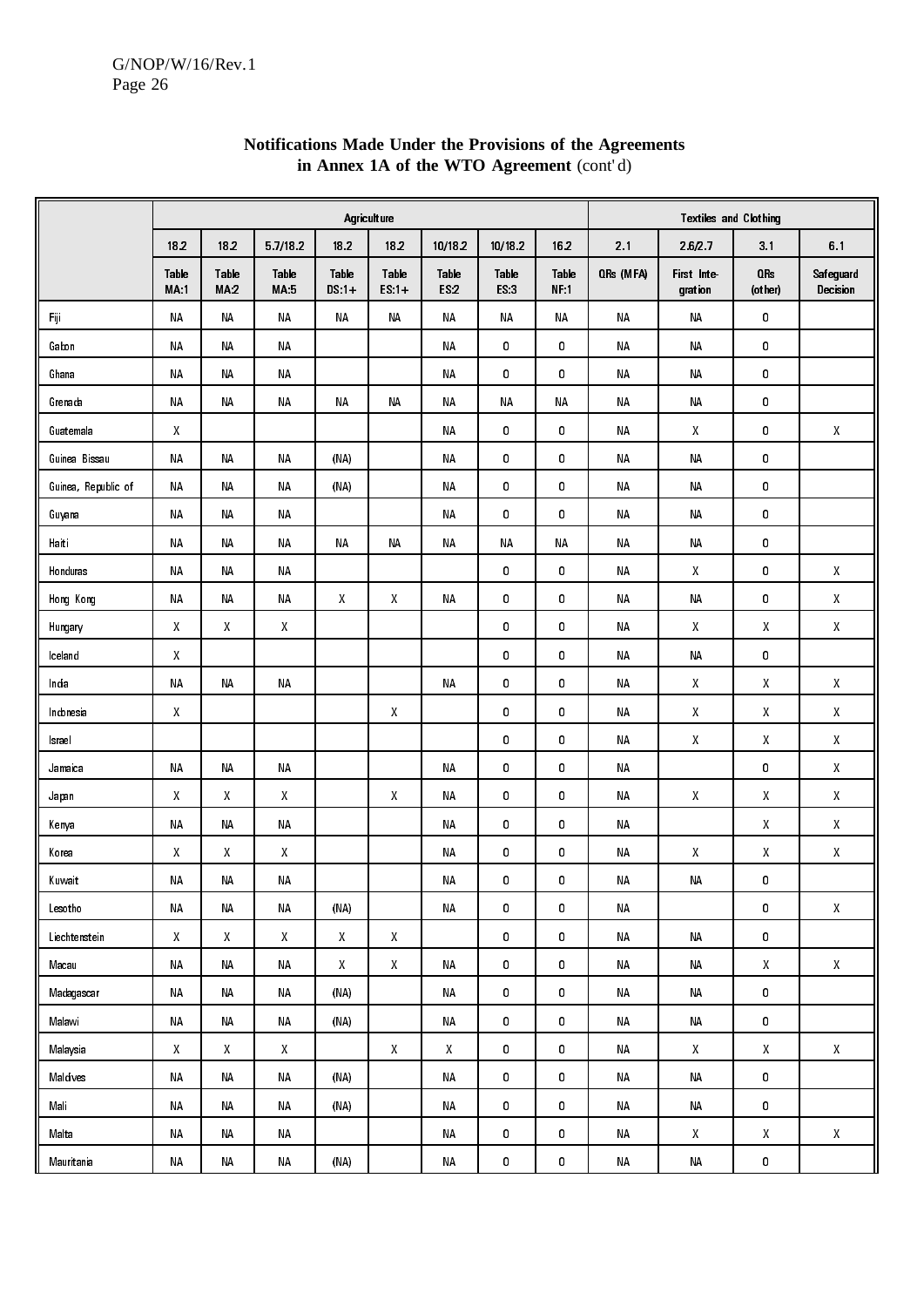## Notifications Made Under the Provisions of the Agreements in Annex 1A of the WTO Agreement (cont'd)

| | Agriculture | | | | | | | | Textiles and Clothing | | | |
|---|---|---|---|---|---|---|---|---|---|---|---|---|
| | 18.2 | 18.2 | 5.7/18.2 | 18.2 | 18.2 | 10/18.2 | 10/18.2 | 16.2 | 2.1 | 2.6/2.7 | 3.1 | 6.1 |
| | Table MA:1 | Table MA:2 | Table MA:5 | Table DS:1+ | Table ES:1+ | Table ES:2 | Table ES:3 | Table NF:1 | QRs (MFA) | First Integration | QRs (other) | Safeguard Decision |
| Fiji | NA | NA | NA | NA | NA | NA | NA | NA | NA | NA | 0 | |
| Gabon | NA | NA | NA | | | NA | 0 | 0 | NA | NA | 0 | |
| Ghana | NA | NA | NA | | | NA | 0 | 0 | NA | NA | 0 | |
| Grenada | NA | NA | NA | NA | NA | NA | NA | NA | NA | NA | 0 | |
| Guatemala | X | | | | | NA | 0 | 0 | NA | X | 0 | X |
| Guinea Bissau | NA | NA | NA | (NA) | | NA | 0 | 0 | NA | NA | 0 | |
| Guinea, Republic of | NA | NA | NA | (NA) | | NA | 0 | 0 | NA | NA | 0 | |
| Guyana | NA | NA | NA | | | NA | 0 | 0 | NA | NA | 0 | |
| Haiti | NA | NA | NA | NA | NA | NA | NA | NA | NA | NA | 0 | |
| Honduras | NA | NA | NA | | | | 0 | 0 | NA | X | 0 | X |
| Hong Kong | NA | NA | NA | X | X | NA | 0 | 0 | NA | NA | 0 | X |
| Hungary | X | X | X | | | | 0 | 0 | NA | X | X | X |
| Iceland | X | | | | | | 0 | 0 | NA | NA | 0 | |
| India | NA | NA | NA | | | NA | 0 | 0 | NA | X | X | X |
| Indonesia | X | | | | X | | 0 | 0 | NA | X | X | X |
| Israel | | | | | | | 0 | 0 | NA | X | X | X |
| Jamaica | NA | NA | NA | | | NA | 0 | 0 | NA | | 0 | X |
| Japan | X | X | X | | X | NA | 0 | 0 | NA | X | X | X |
| Kenya | NA | NA | NA | | | NA | 0 | 0 | NA | | X | X |
| Korea | X | X | X | | | NA | 0 | 0 | NA | X | X | X |
| Kuwait | NA | NA | NA | | | NA | 0 | 0 | NA | NA | 0 | |
| Lesotho | NA | NA | NA | (NA) | | NA | 0 | 0 | NA | | 0 | X |
| Liechtenstein | X | X | X | X | X | | 0 | 0 | NA | NA | 0 | |
| Macau | NA | NA | NA | X | X | NA | 0 | 0 | NA | NA | X | X |
| Madagascar | NA | NA | NA | (NA) | | NA | 0 | 0 | NA | NA | 0 | |
| Malawi | NA | NA | NA | (NA) | | NA | 0 | 0 | NA | NA | 0 | |
| Malaysia | X | X | X | | X | X | 0 | 0 | NA | X | X | X |
| Maldives | NA | NA | NA | (NA) | | NA | 0 | 0 | NA | NA | 0 | |
| Mali | NA | NA | NA | (NA) | | NA | 0 | 0 | NA | NA | 0 | |
| Malta | NA | NA | NA | | | NA | 0 | 0 | NA | X | X | X |
| Mauritania | NA | NA | NA | (NA) | | NA | 0 | 0 | NA | NA | 0 | |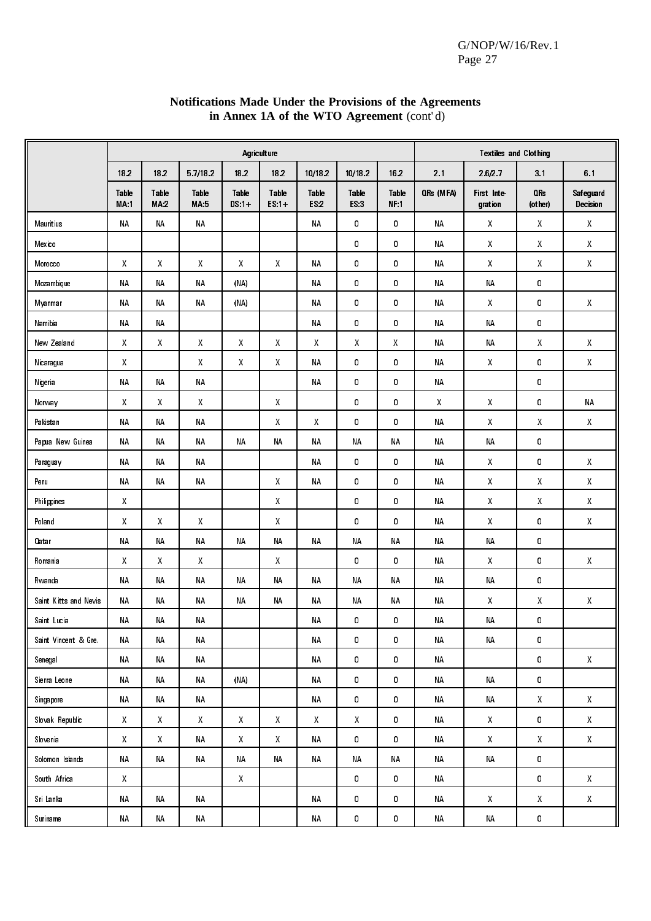## Notifications Made Under the Provisions of the Agreements in Annex 1A of the WTO Agreement (cont'd)

| | Agriculture | | | | | | | | Textiles and Clothing | | | |
|---|---|---|---|---|---|---|---|---|---|---|---|---|
| | 18.2 | 18.2 | 5.7/18.2 | 18.2 | 18.2 | 10/18.2 | 10/18.2 | 16.2 | 2.1 | 2.6/2.7 | 3.1 | 6.1 |
| | Table MA:1 | Table MA:2 | Table MA:5 | Table DS:1+ | Table ES:1+ | Table ES:2 | Table ES:3 | Table NF:1 | QRs (MFA) | First Integration | QRs (other) | Safeguard Decision |
| Mauritius | NA | NA | NA | | | NA | 0 | 0 | NA | X | X | X |
| Mexico | | | | | | | 0 | 0 | NA | X | X | X |
| Morocco | X | X | X | X | X | NA | 0 | 0 | NA | X | X | X |
| Mozambique | NA | NA | NA | (NA) | | NA | 0 | 0 | NA | NA | 0 | |
| Myanmar | NA | NA | NA | (NA) | | NA | 0 | 0 | NA | X | 0 | X |
| Namibia | NA | NA | | | | NA | 0 | 0 | NA | NA | 0 | |
| New Zealand | X | X | X | X | X | X | X | X | NA | NA | X | X |
| Nicaragua | X | | X | X | X | NA | 0 | 0 | NA | X | 0 | X |
| Nigeria | NA | NA | NA | | | NA | 0 | 0 | NA | | 0 | |
| Norway | X | X | X | | X | | 0 | 0 | X | X | 0 | NA |
| Pakistan | NA | NA | NA | | X | X | 0 | 0 | NA | X | X | X |
| Papua New Guinea | NA | NA | NA | NA | NA | NA | NA | NA | NA | NA | 0 | |
| Paraguay | NA | NA | NA | | | NA | 0 | 0 | NA | X | 0 | X |
| Peru | NA | NA | NA | | X | NA | 0 | 0 | NA | X | X | X |
| Philippines | X | | | | X | | 0 | 0 | NA | X | X | X |
| Poland | X | X | X | | X | | 0 | 0 | NA | X | 0 | X |
| Qatar | NA | NA | NA | NA | NA | NA | NA | NA | NA | NA | 0 | |
| Romania | X | X | X | | X | | 0 | 0 | NA | X | 0 | X |
| Rwanda | NA | NA | NA | NA | NA | NA | NA | NA | NA | NA | 0 | |
| Saint Kitts and Nevis | NA | NA | NA | NA | NA | NA | NA | NA | NA | X | X | X |
| Saint Lucia | NA | NA | NA | | | NA | 0 | 0 | NA | NA | 0 | |
| Saint Vincent & Gre. | NA | NA | NA | | | NA | 0 | 0 | NA | NA | 0 | |
| Senegal | NA | NA | NA | | | NA | 0 | 0 | NA | | 0 | X |
| Sierra Leone | NA | NA | NA | (NA) | | NA | 0 | 0 | NA | NA | 0 | |
| Singapore | NA | NA | NA | | | NA | 0 | 0 | NA | NA | X | X |
| Slovak Republic | X | X | X | X | X | X | X | 0 | NA | X | 0 | X |
| Slovenia | X | X | NA | X | X | NA | 0 | 0 | NA | X | X | X |
| Solomon Islands | NA | NA | NA | NA | NA | NA | NA | NA | NA | NA | 0 | |
| South Africa | X | | | X | | | 0 | 0 | NA | | 0 | X |
| Sri Lanka | NA | NA | NA | | | NA | 0 | 0 | NA | X | X | X |
| Suriname | NA | NA | NA | | | NA | 0 | 0 | NA | NA | 0 | |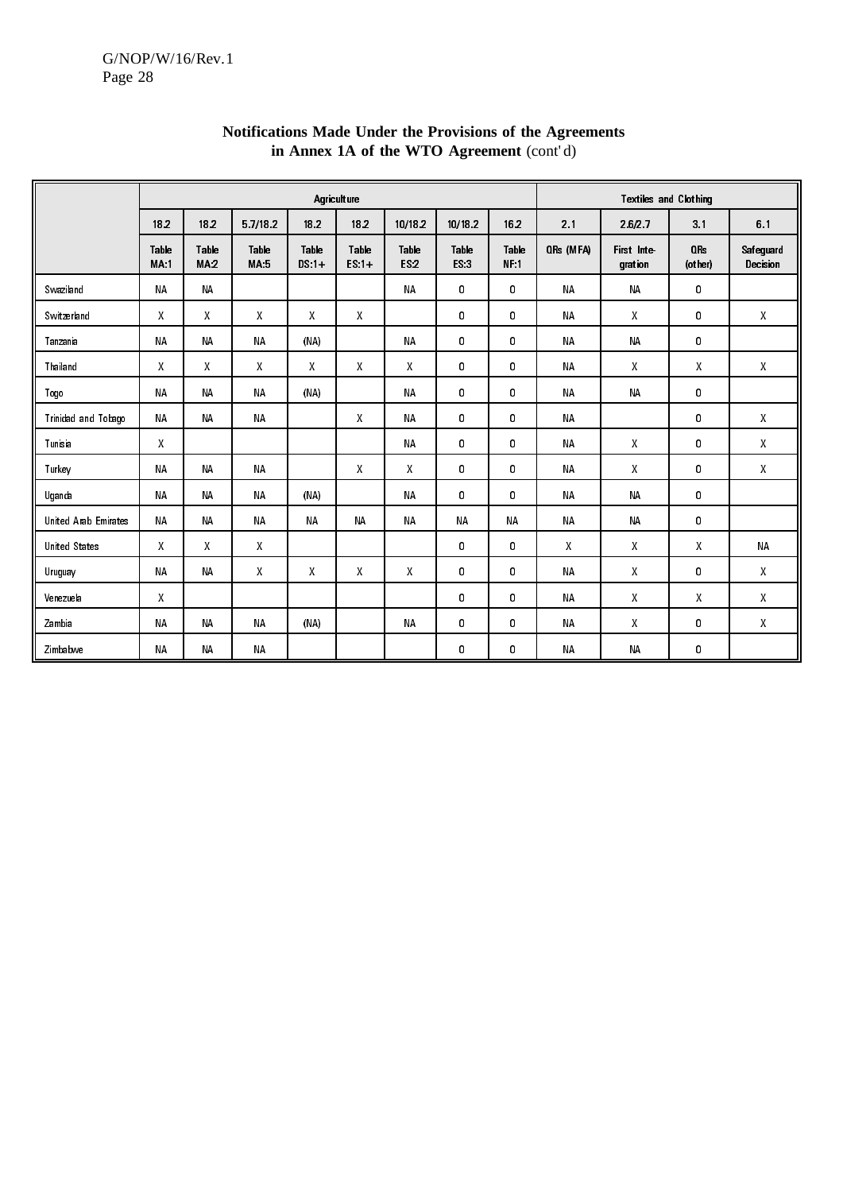## Notifications Made Under the Provisions of the Agreements in Annex 1A of the WTO Agreement (cont'd)

| | Agriculture | | | | | | | | Textiles and Clothing | | | |
|---|---|---|---|---|---|---|---|---|---|---|---|---|
| | 18.2 | 18.2 | 5.7/18.2 | 18.2 | 18.2 | 10/18.2 | 10/18.2 | 16.2 | 2.1 | 2.6/2.7 | 3.1 | 6.1 |
| | Table MA:1 | Table MA:2 | Table MA:5 | Table DS:1+ | Table ES:1+ | Table ES:2 | Table ES:3 | Table NF:1 | QRs (MFA) | First Integration | QRs (other) | Safeguard Decision |
| Swaziland | NA | NA | | | | NA | 0 | 0 | NA | NA | 0 | |
| Switzerland | X | X | X | X | X | | 0 | 0 | NA | X | 0 | X |
| Tanzania | NA | NA | NA | (NA) | | NA | 0 | 0 | NA | NA | 0 | |
| Thailand | X | X | X | X | X | X | 0 | 0 | NA | X | X | X |
| Togo | NA | NA | NA | (NA) | | NA | 0 | 0 | NA | NA | 0 | |
| Trinidad and Tobago | NA | NA | NA | | X | NA | 0 | 0 | NA | | 0 | X |
| Tunisia | X | | | | | NA | 0 | 0 | NA | X | 0 | X |
| Turkey | NA | NA | NA | | X | X | 0 | 0 | NA | X | 0 | X |
| Uganda | NA | NA | NA | (NA) | | NA | 0 | 0 | NA | NA | 0 | |
| United Arab Emirates | NA | NA | NA | NA | NA | NA | NA | NA | NA | NA | 0 | |
| United States | X | X | X | | | | 0 | 0 | X | X | X | NA |
| Uruguay | NA | NA | X | X | X | X | 0 | 0 | NA | X | 0 | X |
| Venezuela | X | | | | | | 0 | 0 | NA | X | X | X |
| Zambia | NA | NA | NA | (NA) | | NA | 0 | 0 | NA | X | 0 | X |
| Zimbabwe | NA | NA | NA | | | | 0 | 0 | NA | NA | 0 | |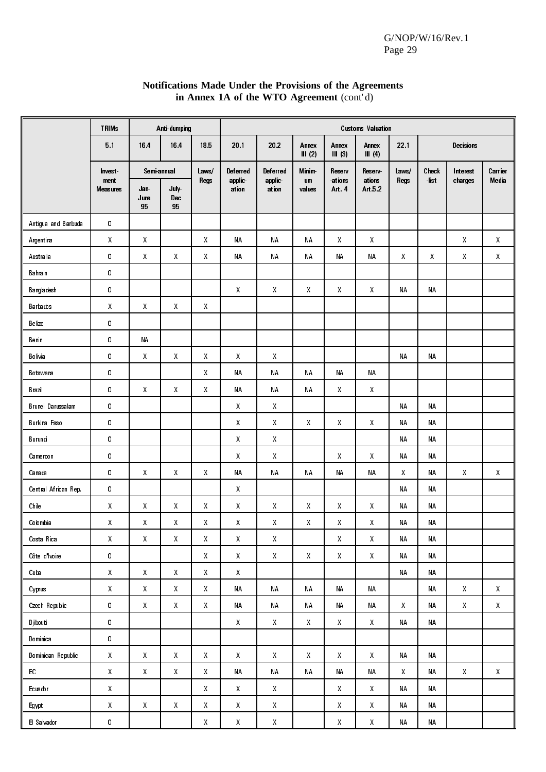**Notifications Made Under the Provisions of the Agreements in Annex 1A of the WTO Agreement** (cont'd)

| | TRIMs | Anti-dumping | | | Customs Valuation | | | | | | | | |
|---|---|---|---|---|---|---|---|---|---|---|---|---|---|
| | 5.1 | 16.4 | 16.4 | 18.5 | 20.1 | 20.2 | Annex III (2) | Annex III (3) | Annex III (4) | 22.1 | Decisions | | |
| | Invest-ment Measures | Semi-annual | | Laws/ Regs | Deferred applic-ation | Deferred applic-ation | Minim-um values | Reserv-ations Art. 4 | Reserv-ations Art.5.2 | Laws/ Regs | Check-list | Interest charges | Carrier Media |
| | | Jan-June 95 | July-Dec 95 | | | | | | | | | | |
| Antigua and Barbuda | 0 | | | | | | | | | | | | |
| Argentina | X | X | | X | NA | NA | NA | X | X | | | X | X |
| Australia | 0 | X | X | X | NA | NA | NA | NA | NA | X | X | X | X |
| Bahrain | 0 | | | | | | | | | | | | |
| Bangladesh | 0 | | | | X | X | X | X | X | NA | NA | | |
| Barbados | X | X | X | X | | | | | | | | | |
| Belize | 0 | | | | | | | | | | | | |
| Benin | 0 | NA | | | | | | | | | | | |
| Bolivia | 0 | X | X | X | X | X | | | | NA | NA | | |
| Botswana | 0 | | | X | NA | NA | NA | NA | NA | | | | |
| Brazil | 0 | X | X | X | NA | NA | NA | X | X | | | | |
| Brunei Darussalam | 0 | | | | X | X | | | | NA | NA | | |
| Burkina Faso | 0 | | | | X | X | X | X | X | NA | NA | | |
| Burundi | 0 | | | | X | X | | | | NA | NA | | |
| Cameroon | 0 | | | | X | X | | X | X | NA | NA | | |
| Canada | 0 | X | X | X | NA | NA | NA | NA | NA | X | NA | X | X |
| Central African Rep. | 0 | | | | X | | | | | NA | NA | | |
| Chile | X | X | X | X | X | X | X | X | X | NA | NA | | |
| Colombia | X | X | X | X | X | X | X | X | X | NA | NA | | |
| Costa Rica | X | X | X | X | X | X | | X | X | NA | NA | | |
| Côte d'Ivoire | 0 | | | X | X | X | X | X | X | NA | NA | | |
| Cuba | X | X | X | X | X | | | | | NA | NA | | |
| Cyprus | X | X | X | X | NA | NA | NA | NA | NA | | NA | X | X |
| Czech Republic | 0 | X | X | X | NA | NA | NA | NA | NA | X | NA | X | X |
| Djibouti | 0 | | | | X | X | X | X | X | NA | NA | | |
| Dominica | 0 | | | | | | | | | | | | |
| Dominican Republic | X | X | X | X | X | X | X | X | X | NA | NA | | |
| EC | X | X | X | X | NA | NA | NA | NA | NA | X | NA | X | X |
| Ecuador | X | | | X | X | X | | X | X | NA | NA | | |
| Egypt | X | X | X | X | X | X | | X | X | NA | NA | | |
| El Salvador | 0 | | | X | X | X | | X | X | NA | NA | | |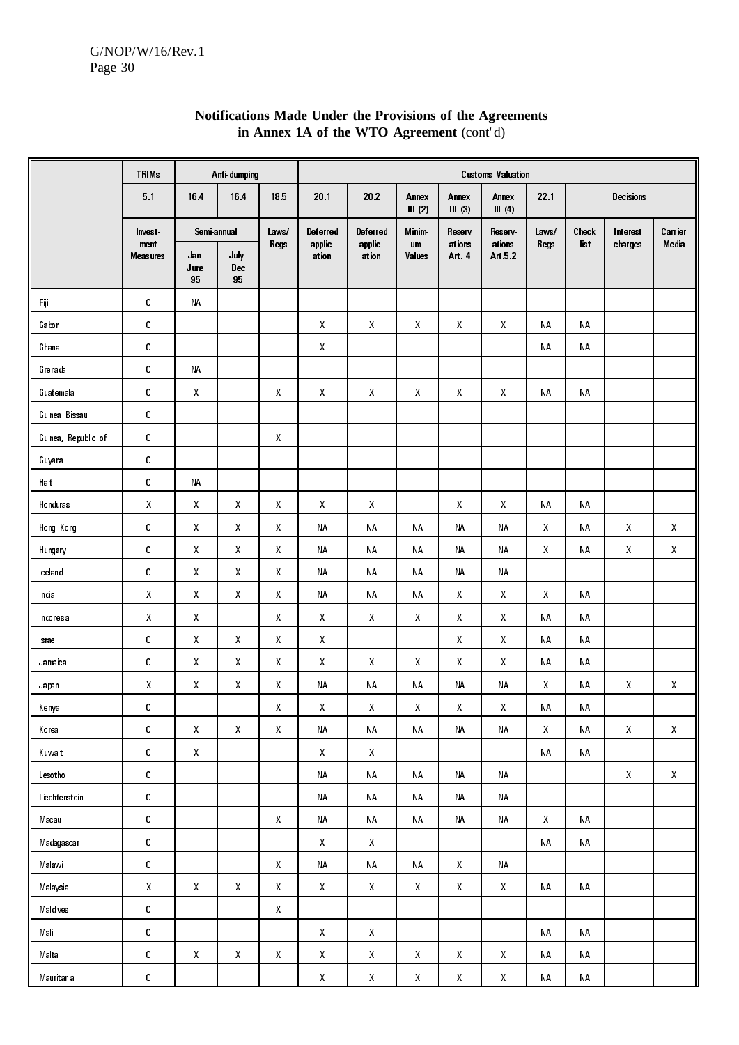**Notifications Made Under the Provisions of the Agreements in Annex 1A of the WTO Agreement** (cont'd)

| | TRIMs | Anti-dumping | | | Customs Valuation | | | | | | | | |
|---|---|---|---|---|---|---|---|---|---|---|---|---|---|
| | 5.1 | 16.4 | 16.4 | 18.5 | 20.1 | 20.2 | Annex III (2) | Annex III (3) | Annex III (4) | 22.1 | Decisions | | |
| | Invest-ment Measures | Semi-annual | | Laws/ Regs | Deferred applic-ation | Deferred applic-ation | Minim-um Values | Reserv-ations Art. 4 | Reserv-ations Art.5.2 | Laws/ Regs | Check -list | Interest charges | Carrier Media |
| | | Jan-June 95 | July-Dec 95 | | | | | | | | | | |
| Fiji | 0 | NA | | | | | | | | | | | |
| Gabon | 0 | | | | X | X | X | X | X | NA | NA | | |
| Ghana | 0 | | | | X | | | | | NA | NA | | |
| Grenada | 0 | NA | | | | | | | | | | | |
| Guatemala | 0 | X | | X | X | X | X | X | X | NA | NA | | |
| Guinea Bissau | 0 | | | | | | | | | | | | |
| Guinea, Republic of | 0 | | | X | | | | | | | | | |
| Guyana | 0 | | | | | | | | | | | | |
| Haiti | 0 | NA | | | | | | | | | | | |
| Honduras | X | X | X | X | X | X | | X | X | NA | NA | | |
| Hong Kong | 0 | X | X | X | NA | NA | NA | NA | NA | X | NA | X | X |
| Hungary | 0 | X | X | X | NA | NA | NA | NA | NA | X | NA | X | X |
| Iceland | 0 | X | X | X | NA | NA | NA | NA | NA | | | | |
| India | X | X | X | X | NA | NA | NA | X | X | X | NA | | |
| Indonesia | X | X | | X | X | X | X | X | X | NA | NA | | |
| Israel | 0 | X | X | X | X | | | X | X | NA | NA | | |
| Jamaica | 0 | X | X | X | X | X | X | X | X | NA | NA | | |
| Japan | X | X | X | X | NA | NA | NA | NA | NA | X | NA | X | X |
| Kenya | 0 | | | X | X | X | X | X | X | NA | NA | | |
| Korea | 0 | X | X | X | NA | NA | NA | NA | NA | X | NA | X | X |
| Kuwait | 0 | X | | | X | X | | | | NA | NA | | |
| Lesotho | 0 | | | | NA | NA | NA | NA | NA | | | X | X |
| Liechtenstein | 0 | | | | NA | NA | NA | NA | NA | | | | |
| Macau | 0 | | | X | NA | NA | NA | NA | NA | X | NA | | |
| Madagascar | 0 | | | | X | X | | | | NA | NA | | |
| Malawi | 0 | | | X | NA | NA | NA | X | NA | | | | |
| Malaysia | X | X | X | X | X | X | X | X | X | NA | NA | | |
| Maldives | 0 | | | X | | | | | | | | | |
| Mali | 0 | | | | X | X | | | | NA | NA | | |
| Malta | 0 | X | X | X | X | X | X | X | X | NA | NA | | |
| Mauritania | 0 | | | | X | X | X | X | X | NA | NA | | |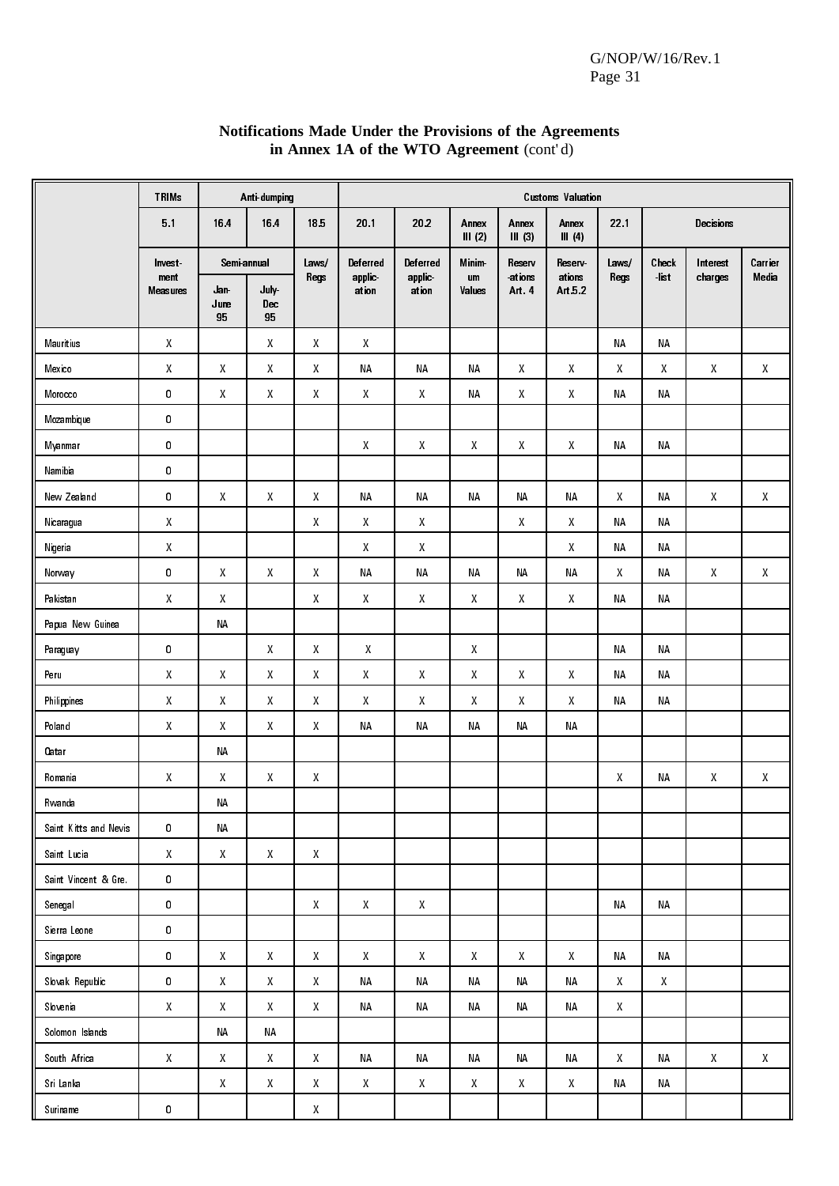**Notifications Made Under the Provisions of the Agreements in Annex 1A of the WTO Agreement** (cont'd)

| | TRIMs | Anti-dumping | | | Customs Valuation | | | | | | | | |
|---|---|---|---|---|---|---|---|---|---|---|---|---|---|
| | 5.1 | 16.4 | 16.4 | 18.5 | 20.1 | 20.2 | Annex III (2) | Annex III (3) | Annex III (4) | 22.1 | Decisions | | |
| | Invest-ment Measures | Semi-annual | | Laws/ Regs | Deferred applic-ation | Deferred applic-ation | Minim-um Values | Reserv-ations Art. 4 | Reserv-ations Art.5.2 | Laws/ Regs | Check-list | Interest charges | Carrier Media |
| | | Jan-June 95 | July-Dec 95 | | | | | | | | | | |
| Mauritius | X | | X | X | X | | | | | NA | NA | | |
| Mexico | X | X | X | X | NA | NA | NA | X | X | X | X | X | X |
| Morocco | O | X | X | X | X | X | NA | X | X | NA | NA | | |
| Mozambique | O | | | | | | | | | | | | |
| Myanmar | O | | | | X | X | X | X | X | NA | NA | | |
| Namibia | O | | | | | | | | | | | | |
| New Zealand | O | X | X | X | NA | NA | NA | NA | NA | X | NA | X | X |
| Nicaragua | X | | | X | X | X | | X | X | NA | NA | | |
| Nigeria | X | | | | X | X | | | X | NA | NA | | |
| Norway | O | X | X | X | NA | NA | NA | NA | NA | X | NA | X | X |
| Pakistan | X | X | | X | X | X | X | X | X | NA | NA | | |
| Papua New Guinea | | NA | | | | | | | | | | | |
| Paraguay | O | | X | X | X | | X | | | NA | NA | | |
| Peru | X | X | X | X | X | X | X | X | X | NA | NA | | |
| Philippines | X | X | X | X | X | X | X | X | X | NA | NA | | |
| Poland | X | X | X | X | NA | NA | NA | NA | NA | | | | |
| Qatar | | NA | | | | | | | | | | | |
| Romania | X | X | X | X | | | | | | X | NA | X | X |
| Rwanda | | NA | | | | | | | | | | | |
| Saint Kitts and Nevis | O | NA | | | | | | | | | | | |
| Saint Lucia | X | X | X | X | | | | | | | | | |
| Saint Vincent & Gre. | O | | | | | | | | | | | | |
| Senegal | O | | | X | X | X | | | | NA | NA | | |
| Sierra Leone | O | | | | | | | | | | | | |
| Singapore | O | X | X | X | X | X | X | X | X | NA | NA | | |
| Slovak Republic | O | X | X | X | NA | NA | NA | NA | NA | X | X | | |
| Slovenia | X | X | X | X | NA | NA | NA | NA | NA | X | | | |
| Solomon Islands | | NA | NA | | | | | | | | | | |
| South Africa | X | X | X | X | NA | NA | NA | NA | NA | X | NA | X | X |
| Sri Lanka | | X | X | X | X | X | X | X | X | NA | NA | | |
| Suriname | O | | | X | | | | | | | | | |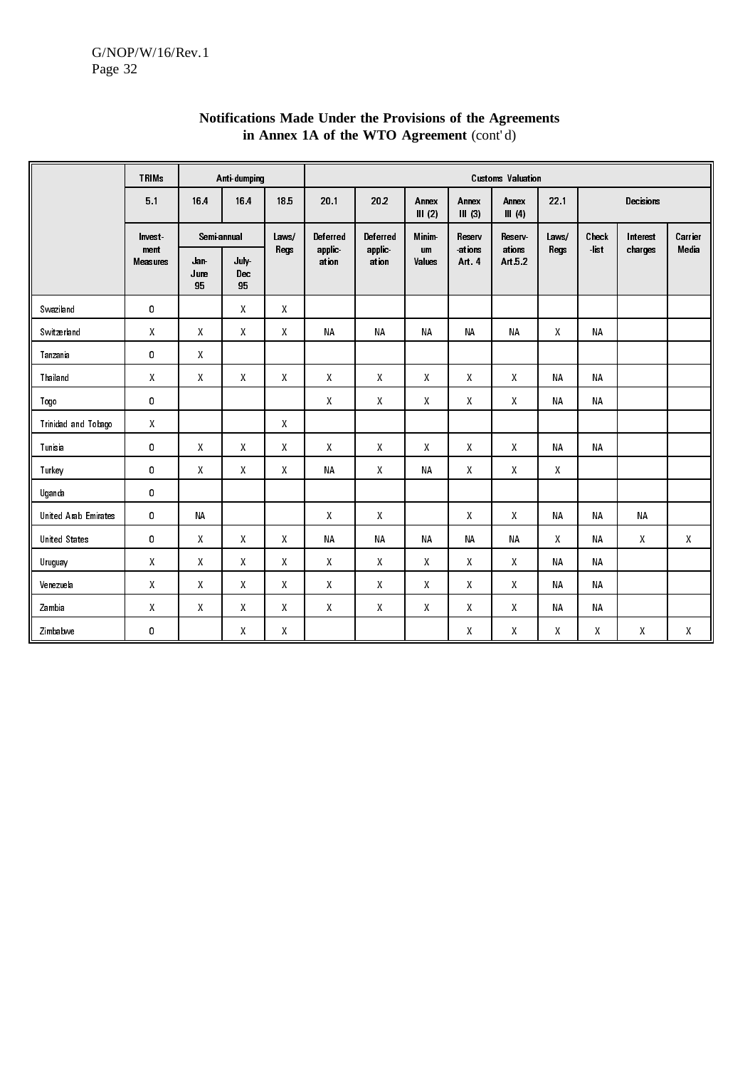**Notifications Made Under the Provisions of the Agreements in Annex 1A of the WTO Agreement** (cont'd)

| | TRIMs | Anti-dumping | | | Customs Valuation | | | | | | | | |
|---|---|---|---|---|---|---|---|---|---|---|---|---|---|
| | 5.1 | 16.4 | 16.4 | 18.5 | 20.1 | 20.2 | Annex III (2) | Annex III (3) | Annex III (4) | 22.1 | Decisions | | |
| | Invest-ment Measures | Semi-annual | | Laws/ Regs | Deferred applic-ation | Deferred applic-ation | Minim-um Values | Reserv -ations Art. 4 | Reserv-ations Art.5.2 | Laws/ Regs | Check -list | Interest charges | Carrier Media |
| | | Jan-June 95 | July-Dec 95 | | | | | | | | | | |
| Swaziland | 0 | | X | X | | | | | | | | | |
| Switzerland | X | X | X | X | NA | NA | NA | NA | NA | X | NA | | |
| Tanzania | 0 | X | | | | | | | | | | | |
| Thailand | X | X | X | X | X | X | X | X | X | NA | NA | | |
| Togo | 0 | | | | X | X | X | X | X | NA | NA | | |
| Trinidad and Tobago | X | | | X | | | | | | | | | |
| Tunisia | 0 | X | X | X | X | X | X | X | X | NA | NA | | |
| Turkey | 0 | X | X | X | NA | X | NA | X | X | X | | | |
| Uganda | 0 | | | | | | | | | | | | |
| United Arab Emirates | 0 | NA | | | X | X | | X | X | NA | NA | NA | |
| United States | 0 | X | X | X | NA | NA | NA | NA | NA | X | NA | X | X |
| Uruguay | X | X | X | X | X | X | X | X | X | NA | NA | | |
| Venezuela | X | X | X | X | X | X | X | X | X | NA | NA | | |
| Zambia | X | X | X | X | X | X | X | X | X | NA | NA | | |
| Zimbabwe | 0 | | X | X | | | | X | X | X | X | X | X |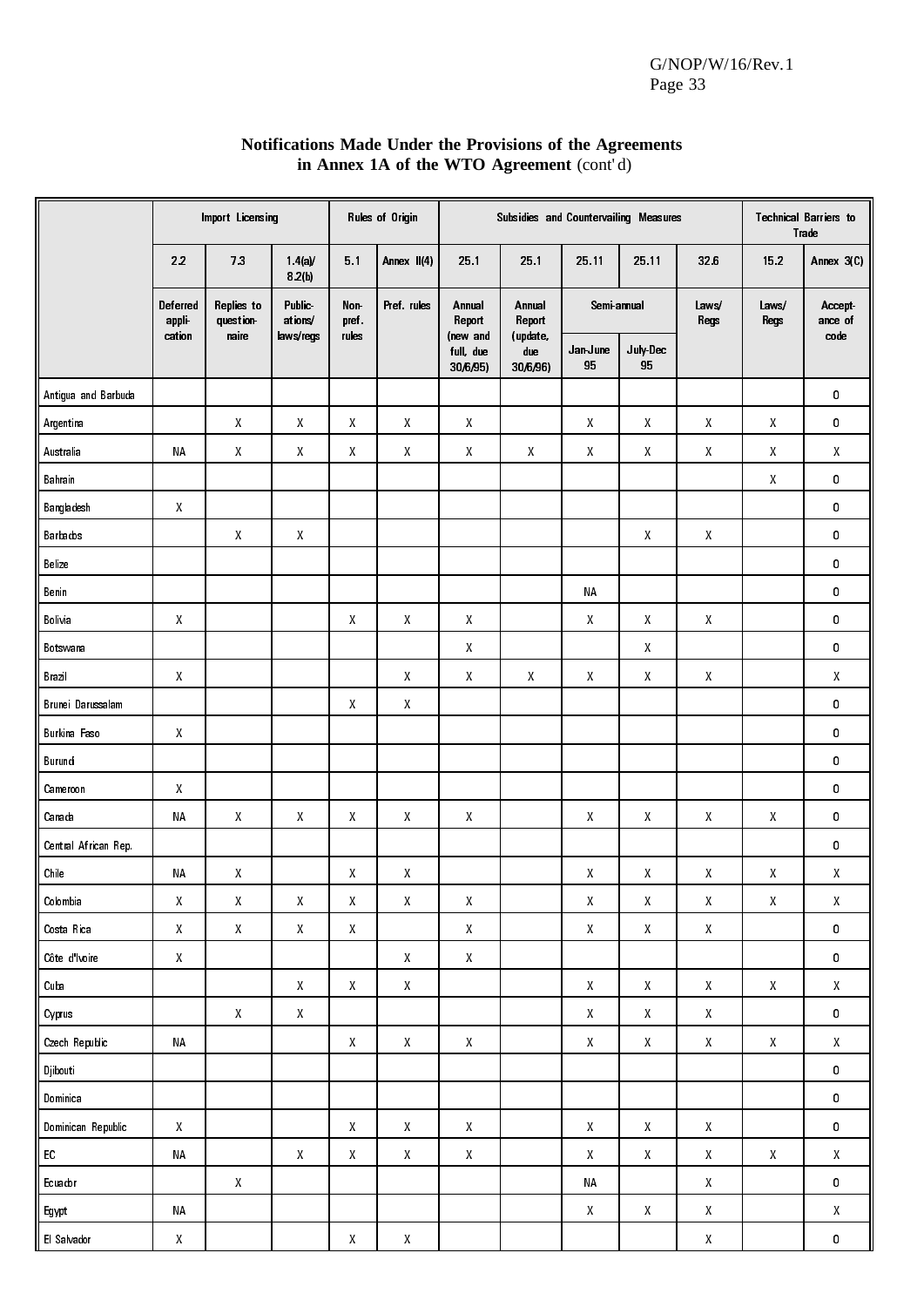**Notifications Made Under the Provisions of the Agreements in Annex 1A of the WTO Agreement** (cont'd)

| | Import Licensing | | | Rules of Origin | | Subsidies and Countervailing Measures | | | | | Technical Barriers to Trade | |
|---|---|---|---|---|---|---|---|---|---|---|---|---|
| | 2.2 | 7.3 | 1.4(a)/ 8.2(b) | 5.1 | Annex II(4) | 25.1 | 25.1 | 25.11 | 25.11 | 32.6 | 15.2 | Annex 3(C) |
| | Deferred application | Replies to questionnaire | Publications/ laws/regs | Non-pref. rules | Pref. rules | Annual Report (new and full, due 30/6/95) | Annual Report (update, due 30/6/96) | Semi-annual Jan-June 95 | Semi-annual July-Dec 95 | Laws/ Regs | Laws/ Regs | Acceptance of code |
| Antigua and Barbuda | | | | | | | | | | | | 0 |
| Argentina | | X | X | X | X | X | | X | X | X | X | 0 |
| Australia | NA | X | X | X | X | X | X | X | X | X | X | X |
| Bahrain | | | | | | | | | | | X | 0 |
| Bangladesh | X | | | | | | | | | | | 0 |
| Barbados | | X | X | | | | | | X | X | | 0 |
| Belize | | | | | | | | | | | | 0 |
| Benin | | | | | | | | NA | | | | 0 |
| Bolivia | X | | | X | X | X | | X | X | X | | 0 |
| Botswana | | | | | | X | | | X | | | 0 |
| Brazil | X | | | | X | X | X | X | X | X | | X |
| Brunei Darussalam | | | | X | X | | | | | | | 0 |
| Burkina Faso | X | | | | | | | | | | | 0 |
| Burundi | | | | | | | | | | | | 0 |
| Cameroon | X | | | | | | | | | | | 0 |
| Canada | NA | X | X | X | X | X | | X | X | X | X | 0 |
| Central African Rep. | | | | | | | | | | | | 0 |
| Chile | NA | X | | X | X | | | X | X | X | X | X |
| Colombia | X | X | X | X | X | X | | X | X | X | X | X |
| Costa Rica | X | X | X | X | | X | | X | X | X | | 0 |
| Côte d'Ivoire | X | | | | X | X | | | | | | 0 |
| Cuba | | | X | X | X | | | X | X | X | X | X |
| Cyprus | | X | X | | | | | X | X | X | | 0 |
| Czech Republic | NA | | | X | X | X | | X | X | X | X | X |
| Djibouti | | | | | | | | | | | | 0 |
| Dominica | | | | | | | | | | | | 0 |
| Dominican Republic | X | | | X | X | X | | X | X | X | | 0 |
| EC | NA | | X | X | X | X | | X | X | X | X | X |
| Ecuador | | X | | | | | | NA | | X | | 0 |
| Egypt | NA | | | | | | | X | X | X | | X |
| El Salvador | X | | | X | X | | | | | X | | 0 |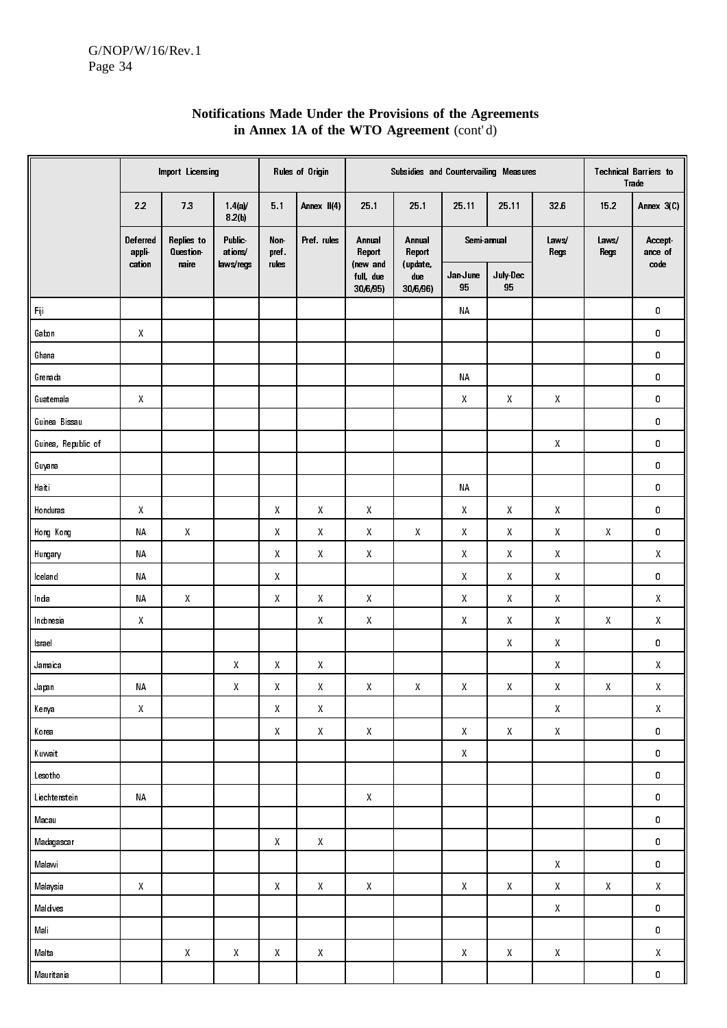**Notifications Made Under the Provisions of the Agreements in Annex 1A of the WTO Agreement** (cont'd)

| | Import Licensing | | | Rules of Origin | | Subsidies and Countervailing Measures | | | | | Technical Barriers to Trade | |
|---|---|---|---|---|---|---|---|---|---|---|---|---|
| | 2.2 | 7.3 | 1.4(a)/ 8.2(b) | 5.1 | Annex II(4) | 25.1 | 25.1 | 25.11 | 25.11 | 32.6 | 15.2 | Annex 3(C) |
| | Deferred appli- cation | Replies to Question- naire | Public- ations/ laws/regs | Non- pref. rules | Pref. rules | Annual Report (new and full, due 30/6/95) | Annual Report (update, due 30/6/96) | Semi-annual Jan-June 95 | Semi-annual July-Dec 95 | Laws/ Regs | Laws/ Regs | Accept- ance of code |
| Fiji | | | | | | | | NA | | | | 0 |
| Gabon | X | | | | | | | | | | | 0 |
| Ghana | | | | | | | | | | | | 0 |
| Grenada | | | | | | | | NA | | | | 0 |
| Guatemala | X | | | | | | | X | X | X | | 0 |
| Guinea Bissau | | | | | | | | | | | | 0 |
| Guinea, Republic of | | | | | | | | | | X | | 0 |
| Guyana | | | | | | | | | | | | 0 |
| Haiti | | | | | | | | NA | | | | 0 |
| Honduras | X | | | X | X | X | | X | X | X | | 0 |
| Hong Kong | NA | X | | X | X | X | X | X | X | X | X | 0 |
| Hungary | NA | | | X | X | X | | X | X | X | | X |
| Iceland | NA | | | X | | | | X | X | X | | 0 |
| India | NA | X | | X | X | X | | X | X | X | | X |
| Indonesia | X | | | | X | X | | X | X | X | X | X |
| Israel | | | | | | | | | X | X | | 0 |
| Jamaica | | | X | X | X | | | | | X | | X |
| Japan | NA | | X | X | X | X | X | X | X | X | X | X |
| Kenya | X | | | X | X | | | | | X | | X |
| Korea | | | | X | X | X | | X | X | X | | 0 |
| Kuwait | | | | | | | | X | | | | 0 |
| Lesotho | | | | | | | | | | | | 0 |
| Liechtenstein | NA | | | | | X | | | | | | 0 |
| Macau | | | | | | | | | | | | 0 |
| Madagascar | | | | X | X | | | | | | | 0 |
| Malawi | | | | | | | | | | X | | 0 |
| Malaysia | X | | | X | X | X | | X | X | X | X | X |
| Maldives | | | | | | | | | | X | | 0 |
| Mali | | | | | | | | | | | | 0 |
| Malta | | X | X | X | X | | | X | X | X | | X |
| Mauritania | | | | | | | | | | | | 0 |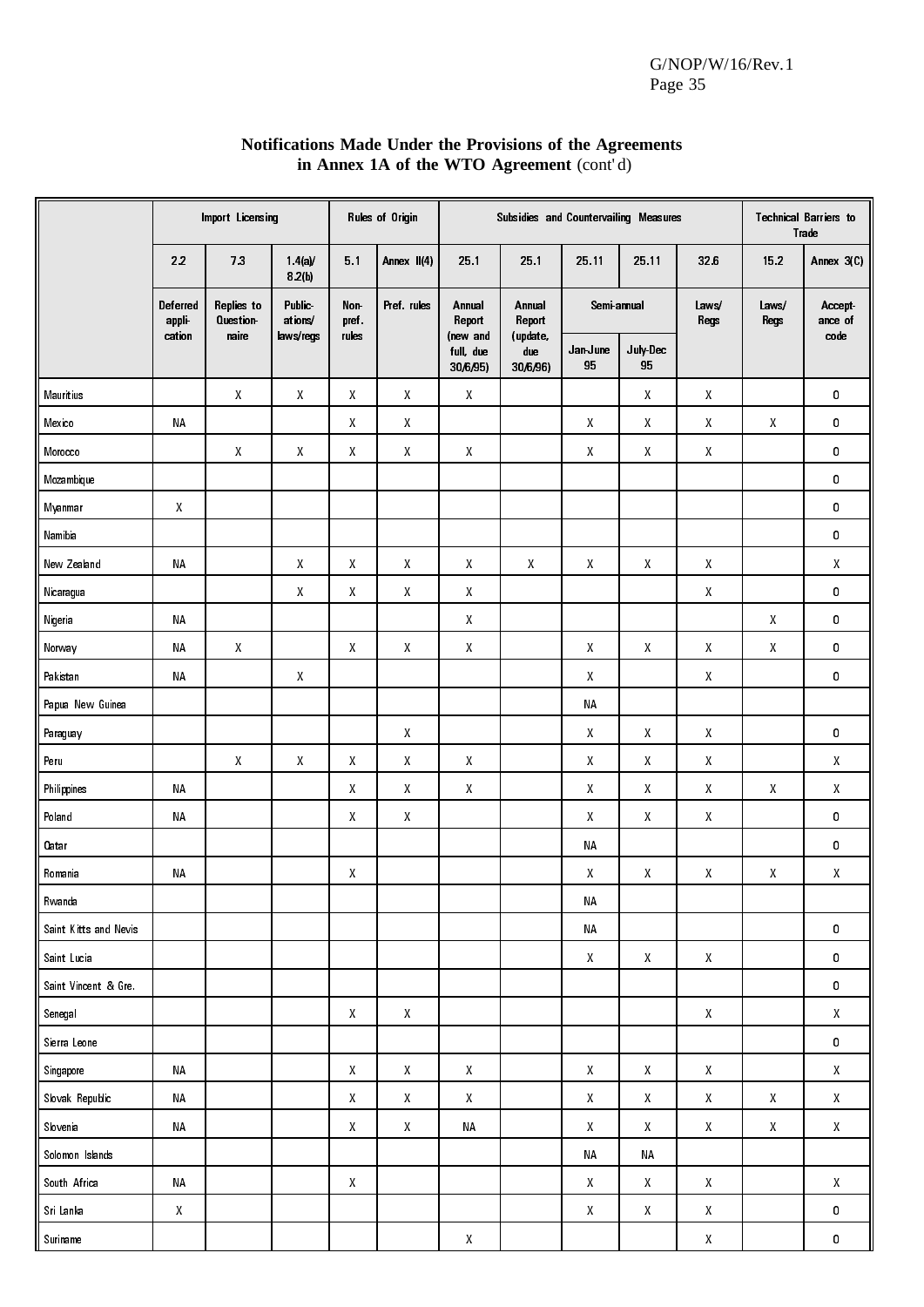**Notifications Made Under the Provisions of the Agreements in Annex 1A of the WTO Agreement** (cont'd)

| | Import Licensing | | | Rules of Origin | | Subsidies and Countervailing Measures | | | | | Technical Barriers to Trade | |
|---|---|---|---|---|---|---|---|---|---|---|---|---|
| | 2.2 | 7.3 | 1.4(a)/ 8.2(b) | 5.1 | Annex II(4) | 25.1 | 25.1 | 25.11 | 25.11 | 32.6 | 15.2 | Annex 3(C) |
| | Deferred application | Replies to Questionnaire | Publications/ laws/regs | Non-pref. rules | Pref. rules | Annual Report (new and full, due 30/6/95) | Annual Report (update, due 30/6/96) | Semi-annual Jan-June 95 | Semi-annual July-Dec 95 | Laws/ Regs | Laws/ Regs | Acceptance of code |
| Mauritius | | X | X | X | X | X | | | X | X | | 0 |
| Mexico | NA | | | X | X | | | X | X | X | X | 0 |
| Morocco | | X | X | X | X | X | | X | X | X | | 0 |
| Mozambique | | | | | | | | | | | | 0 |
| Myanmar | X | | | | | | | | | | | 0 |
| Namibia | | | | | | | | | | | | 0 |
| New Zealand | NA | | X | X | X | X | X | X | X | X | | X |
| Nicaragua | | | X | X | X | X | | | | X | | 0 |
| Nigeria | NA | | | | | X | | | | | X | 0 |
| Norway | NA | X | | X | X | X | | X | X | X | X | 0 |
| Pakistan | NA | | X | | | | | X | | X | | 0 |
| Papua New Guinea | | | | | | | | NA | | | | |
| Paraguay | | | | | X | | | X | X | X | | 0 |
| Peru | | X | X | X | X | X | | X | X | X | | X |
| Philippines | NA | | | X | X | X | | X | X | X | X | X |
| Poland | NA | | | X | X | | | X | X | X | | 0 |
| Qatar | | | | | | | | NA | | | | 0 |
| Romania | NA | | | X | | | | X | X | X | X | X |
| Rwanda | | | | | | | | NA | | | | |
| Saint Kitts and Nevis | | | | | | | | NA | | | | 0 |
| Saint Lucia | | | | | | | | X | X | X | | 0 |
| Saint Vincent & Gre. | | | | | | | | | | | | 0 |
| Senegal | | | | X | X | | | | | X | | X |
| Sierra Leone | | | | | | | | | | | | 0 |
| Singapore | NA | | | X | X | X | | X | X | X | | X |
| Slovak Republic | NA | | | X | X | X | | X | X | X | X | X |
| Slovenia | NA | | | X | X | NA | | X | X | X | X | X |
| Solomon Islands | | | | | | | | NA | NA | | | |
| South Africa | NA | | | X | | | | X | X | X | | X |
| Sri Lanka | X | | | | | | | X | X | X | | 0 |
| Suriname | | | | | | X | | | | X | | 0 |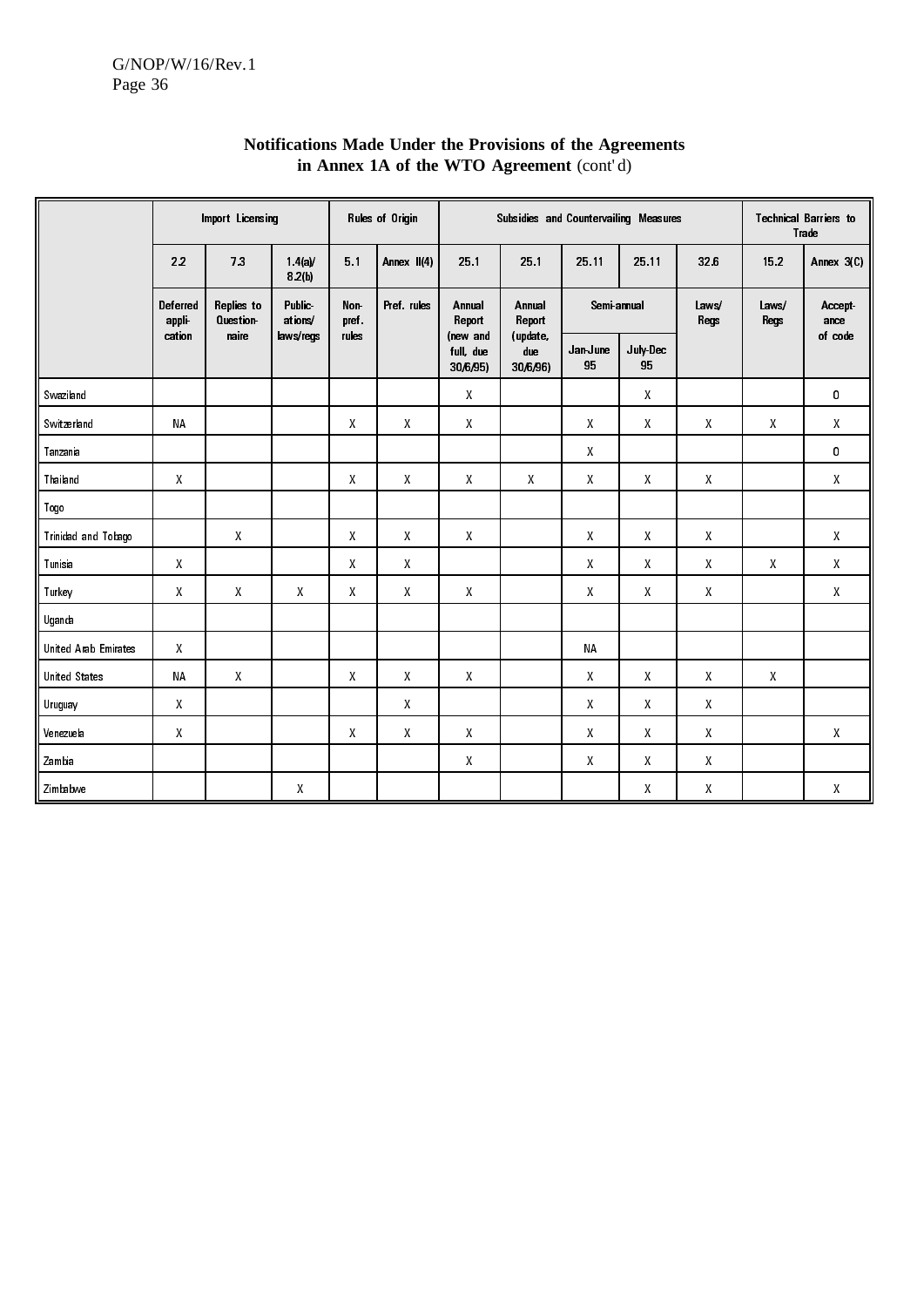## Notifications Made Under the Provisions of the Agreements in Annex 1A of the WTO Agreement (cont'd)

| | Import Licensing | | | Rules of Origin | | Subsidies and Countervailing Measures | | | | | Technical Barriers to Trade | |
|---|---|---|---|---|---|---|---|---|---|---|---|---|
| | 2.2 | 7.3 | 1.4(a)/ 8.2(b) | 5.1 | Annex II(4) | 25.1 | 25.1 | 25.11 | 25.11 | 32.6 | 15.2 | Annex 3(C) |
| | Deferred application | Replies to Questionnaire | Publications/ laws/regs | Non-pref. rules | Pref. rules | Annual Report (new and full, due 30/6/95) | Annual Report (update, due 30/6/96) | Semi-annual Jan-June 95 | Semi-annual July-Dec 95 | Laws/ Regs | Laws/ Regs | Acceptance of code |
| Swaziland | | | | | | X | | | X | | | 0 |
| Switzerland | NA | | | X | X | X | | X | X | X | X | X |
| Tanzania | | | | | | | | X | | | | 0 |
| Thailand | X | | | X | X | X | X | X | X | X | | X |
| Togo | | | | | | | | | | | | |
| Trinidad and Tobago | | X | | X | X | X | | X | X | X | | X |
| Tunisia | X | | | X | X | | | X | X | X | X | X |
| Turkey | X | X | X | X | X | X | | X | X | X | | X |
| Uganda | | | | | | | | | | | | |
| United Arab Emirates | X | | | | | | | NA | | | | |
| United States | NA | X | | X | X | X | | X | X | X | X | |
| Uruguay | X | | | | X | | | X | X | X | | |
| Venezuela | X | | | X | X | X | | X | X | X | | X |
| Zambia | | | | | | X | | X | X | X | | |
| Zimbabwe | | | X | | | | | | X | X | | X |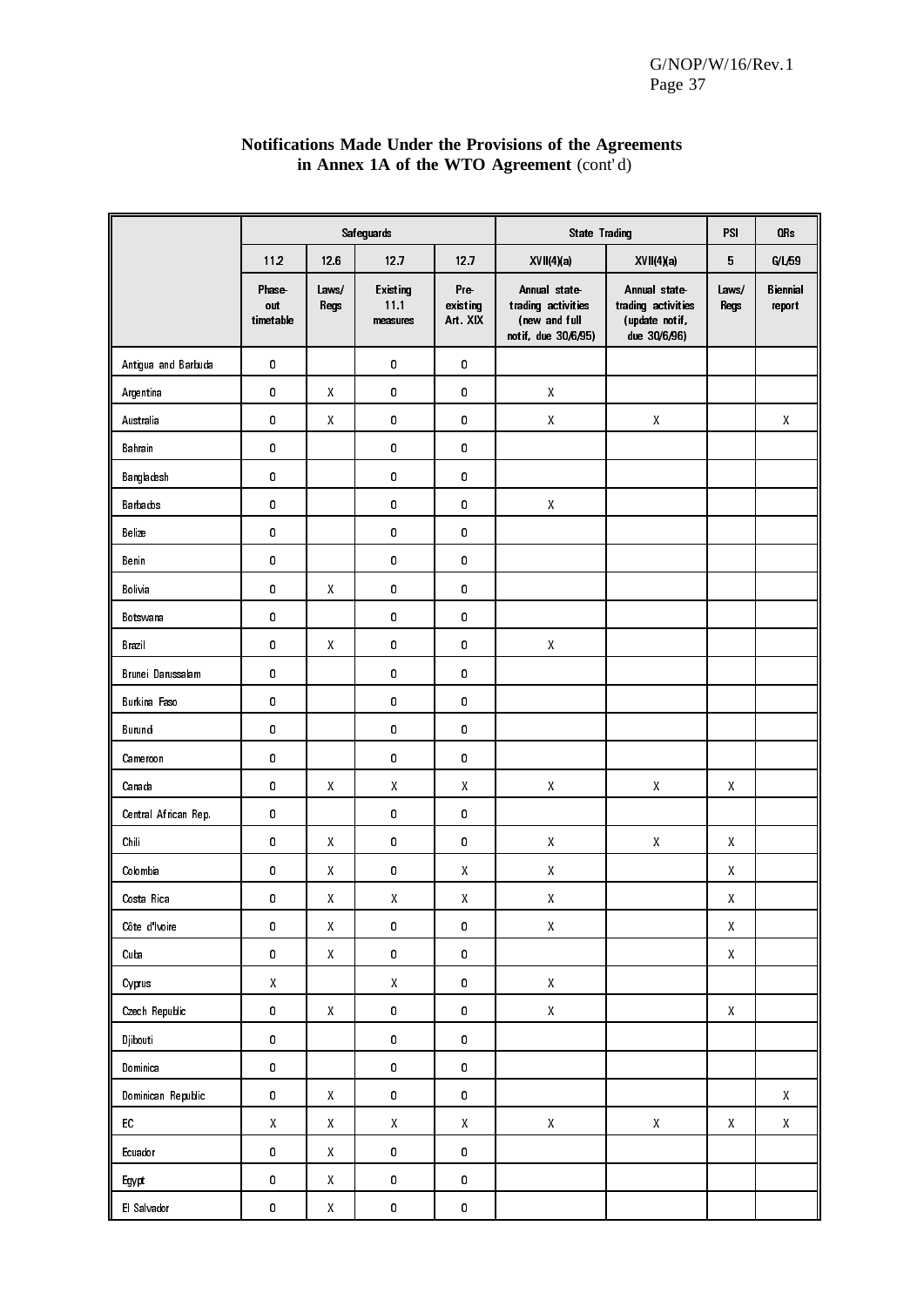**Notifications Made Under the Provisions of the Agreements in Annex 1A of the WTO Agreement** (cont'd)

| | Safeguards | | | | State Trading | | PSI | QRs |
|---|---|---|---|---|---|---|---|---|
| | 11.2 | 12.6 | 12.7 | 12.7 | XVII(4)(a) | XVII(4)(a) | 5 | G/L/59 |
| | Phase-out timetable | Laws/ Regs | Existing 11.1 measures | Pre-existing Art. XIX | Annual state-trading activities (new and full notif, due 30/6/95) | Annual state-trading activities (update notif, due 30/6/96) | Laws/ Regs | Biennial report |
| Antigua and Barbuda | 0 | | 0 | 0 | | | | |
| Argentina | 0 | X | 0 | 0 | X | | | |
| Australia | 0 | X | 0 | 0 | X | X | | X |
| Bahrain | 0 | | 0 | 0 | | | | |
| Bangladesh | 0 | | 0 | 0 | | | | |
| Barbados | 0 | | 0 | 0 | X | | | |
| Belize | 0 | | 0 | 0 | | | | |
| Benin | 0 | | 0 | 0 | | | | |
| Bolivia | 0 | X | 0 | 0 | | | | |
| Botswana | 0 | | 0 | 0 | | | | |
| Brazil | 0 | X | 0 | 0 | X | | | |
| Brunei Darussalam | 0 | | 0 | 0 | | | | |
| Burkina Faso | 0 | | 0 | 0 | | | | |
| Burundi | 0 | | 0 | 0 | | | | |
| Cameroon | 0 | | 0 | 0 | | | | |
| Canada | 0 | X | X | X | X | X | X | |
| Central African Rep. | 0 | | 0 | 0 | | | | |
| Chili | 0 | X | 0 | 0 | X | X | X | |
| Colombia | 0 | X | 0 | X | X | | X | |
| Costa Rica | 0 | X | X | X | X | | X | |
| Côte d'Ivoire | 0 | X | 0 | 0 | X | | X | |
| Cuba | 0 | X | 0 | 0 | | | X | |
| Cyprus | X | | X | 0 | X | | | |
| Czech Republic | 0 | X | 0 | 0 | X | | X | |
| Djibouti | 0 | | 0 | 0 | | | | |
| Dominica | 0 | | 0 | 0 | | | | |
| Dominican Republic | 0 | X | 0 | 0 | | | | X |
| EC | X | X | X | X | X | X | X | X |
| Ecuador | 0 | X | 0 | 0 | | | | |
| Egypt | 0 | X | 0 | 0 | | | | |
| El Salvador | 0 | X | 0 | 0 | | | | |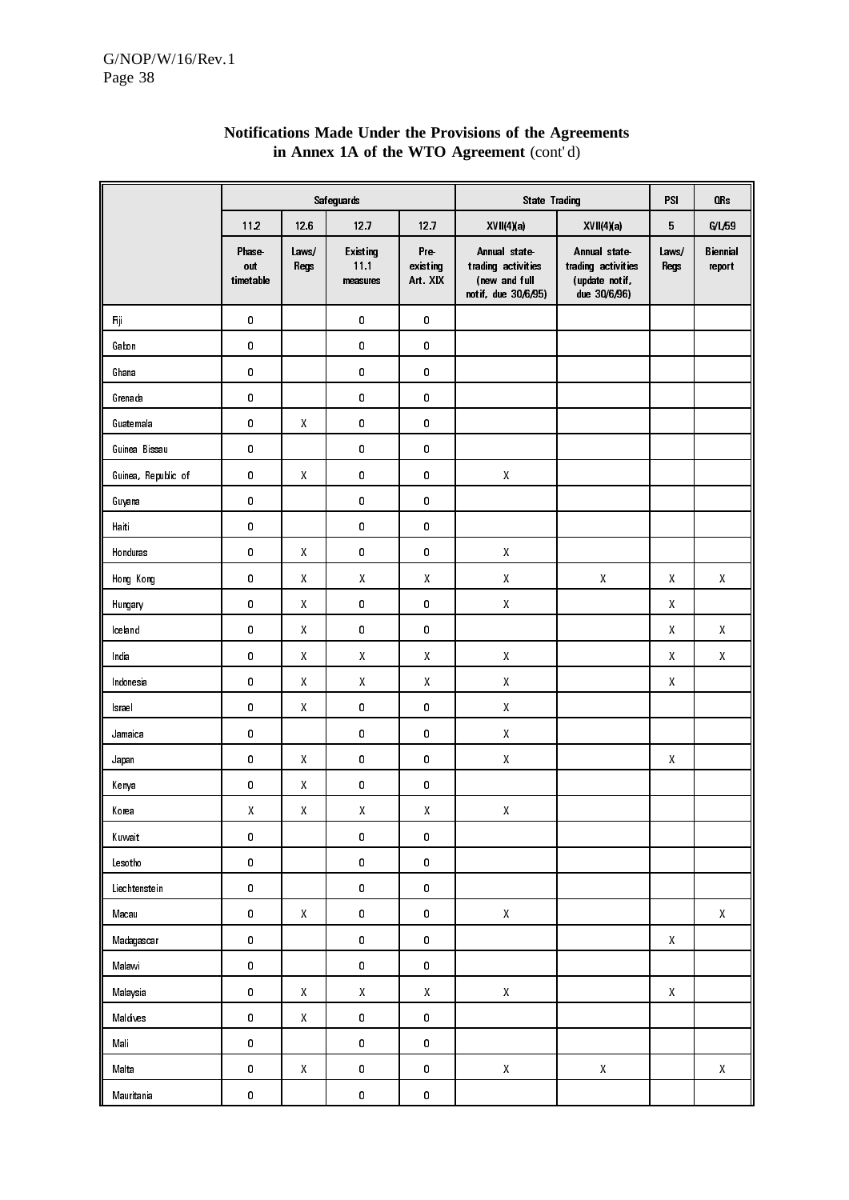**Notifications Made Under the Provisions of the Agreements in Annex 1A of the WTO Agreement** (cont'd)

| | Safeguards | | | | State Trading | | PSI | QRs |
|---|---|---|---|---|---|---|---|---|
| | 11.2 | 12.6 | 12.7 | 12.7 | XVII(4)(a) | XVII(4)(a) | 5 | G/L/59 |
| | Phase-out timetable | Laws/ Regs | Existing 11.1 measures | Pre-existing Art. XIX | Annual state-trading activities (new and full notif, due 30/6/95) | Annual state-trading activities (update notif, due 30/6/96) | Laws/ Regs | Biennial report |
| Fiji | 0 | | 0 | 0 | | | | |
| Gabon | 0 | | 0 | 0 | | | | |
| Ghana | 0 | | 0 | 0 | | | | |
| Grenada | 0 | | 0 | 0 | | | | |
| Guatemala | 0 | X | 0 | 0 | | | | |
| Guinea Bissau | 0 | | 0 | 0 | | | | |
| Guinea, Republic of | 0 | X | 0 | 0 | X | | | |
| Guyana | 0 | | 0 | 0 | | | | |
| Haiti | 0 | | 0 | 0 | | | | |
| Honduras | 0 | X | 0 | 0 | X | | | |
| Hong Kong | 0 | X | X | X | X | X | X | X |
| Hungary | 0 | X | 0 | 0 | X | | X | |
| Iceland | 0 | X | 0 | 0 | | | X | X |
| India | 0 | X | X | X | X | | X | X |
| Indonesia | 0 | X | X | X | X | | X | |
| Israel | 0 | X | 0 | 0 | X | | | |
| Jamaica | 0 | | 0 | 0 | X | | | |
| Japan | 0 | X | 0 | 0 | X | | X | |
| Kenya | 0 | X | 0 | 0 | | | | |
| Korea | X | X | X | X | X | | | |
| Kuwait | 0 | | 0 | 0 | | | | |
| Lesotho | 0 | | 0 | 0 | | | | |
| Liechtenstein | 0 | | 0 | 0 | | | | |
| Macau | 0 | X | 0 | 0 | X | | | X |
| Madagascar | 0 | | 0 | 0 | | | X | |
| Malawi | 0 | | 0 | 0 | | | | |
| Malaysia | 0 | X | X | X | X | | X | |
| Maldives | 0 | X | 0 | 0 | | | | |
| Mali | 0 | | 0 | 0 | | | | |
| Malta | 0 | X | 0 | 0 | X | X | | X |
| Mauritania | 0 | | 0 | 0 | | | | |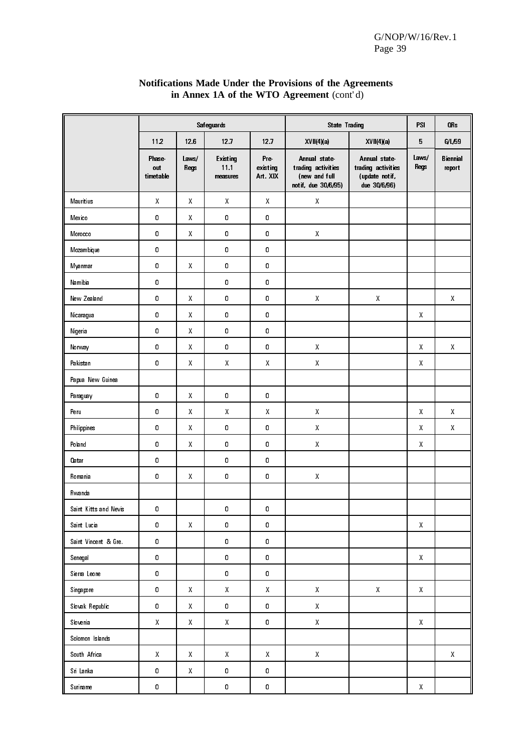## Notifications Made Under the Provisions of the Agreements in Annex 1A of the WTO Agreement (cont'd)

| | Safeguards | | | | State Trading | | PSI | QRs |
|---|---|---|---|---|---|---|---|---|
| | 11.2 | 12.6 | 12.7 | 12.7 | XVII(4)(a) | XVII(4)(a) | 5 | G/L/59 |
| | Phase-out timetable | Laws/ Regs | Existing 11.1 measures | Pre-existing Art. XIX | Annual state-trading activities (new and full notif, due 30/6/95) | Annual state-trading activities (update notif, due 30/6/96) | Laws/ Regs | Biennial report |
| Mauritius | X | X | X | X | X | | | |
| Mexico | 0 | X | 0 | 0 | | | | |
| Morocco | 0 | X | 0 | 0 | X | | | |
| Mozambique | 0 | | 0 | 0 | | | | |
| Myanmar | 0 | X | 0 | 0 | | | | |
| Namibia | 0 | | 0 | 0 | | | | |
| New Zealand | 0 | X | 0 | 0 | X | X | | X |
| Nicaragua | 0 | X | 0 | 0 | | | X | |
| Nigeria | 0 | X | 0 | 0 | | | | |
| Norway | 0 | X | 0 | 0 | X | | X | X |
| Pakistan | 0 | X | X | X | X | | X | |
| Papua New Guinea | | | | | | | | |
| Paraguay | 0 | X | 0 | 0 | | | | |
| Peru | 0 | X | X | X | X | | X | X |
| Philippines | 0 | X | 0 | 0 | X | | X | X |
| Poland | 0 | X | 0 | 0 | X | | X | |
| Qatar | 0 | | 0 | 0 | | | | |
| Romania | 0 | X | 0 | 0 | X | | | |
| Rwanda | | | | | | | | |
| Saint Kitts and Nevis | 0 | | 0 | 0 | | | | |
| Saint Lucia | 0 | X | 0 | 0 | | | X | |
| Saint Vincent & Gre. | 0 | | 0 | 0 | | | | |
| Senegal | 0 | | 0 | 0 | | | X | |
| Sierra Leone | 0 | | 0 | 0 | | | | |
| Singapore | 0 | X | X | X | X | X | X | |
| Slovak Republic | 0 | X | 0 | 0 | X | | | |
| Slovenia | X | X | X | 0 | X | | X | |
| Solomon Islands | | | | | | | | |
| South Africa | X | X | X | X | X | | | X |
| Sri Lanka | 0 | X | 0 | 0 | | | | |
| Suriname | 0 | | 0 | 0 | | | X | |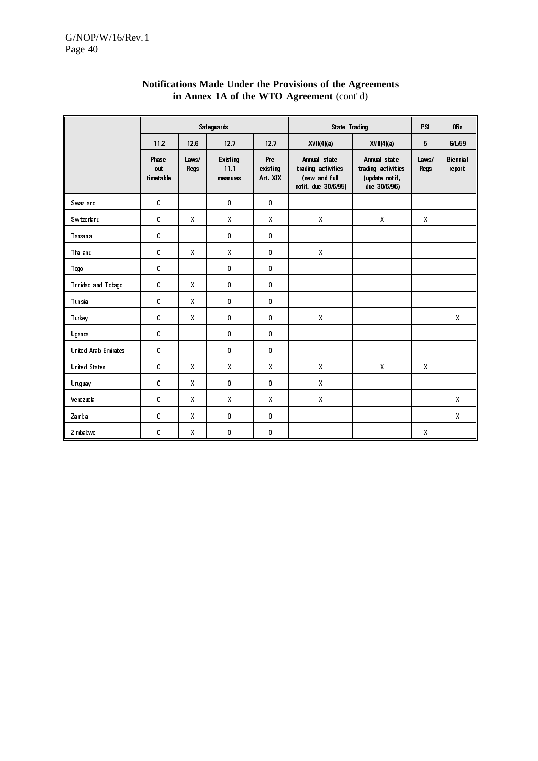**Notifications Made Under the Provisions of the Agreements in Annex 1A of the WTO Agreement** (cont'd)

| | Safeguards | | | | State Trading | | PSI | QRs |
|---|---|---|---|---|---|---|---|---|
| | 11.2 | 12.6 | 12.7 | 12.7 | XVII(4)(a) | XVII(4)(a) | 5 | G/L/59 |
| | Phase-out timetable | Laws/ Regs | Existing 11.1 measures | Pre-existing Art. XIX | Annual state-trading activities (new and full notif, due 30/6/95) | Annual state-trading activities (update notif, due 30/6/96) | Laws/ Regs | Biennial report |
| Swaziland | 0 | | 0 | 0 | | | | |
| Switzerland | 0 | X | X | X | X | X | X | |
| Tanzania | 0 | | 0 | 0 | | | | |
| Thailand | 0 | X | X | 0 | X | | | |
| Togo | 0 | | 0 | 0 | | | | |
| Trinidad and Tobago | 0 | X | 0 | 0 | | | | |
| Tunisia | 0 | X | 0 | 0 | | | | |
| Turkey | 0 | X | 0 | 0 | X | | | X |
| Uganda | 0 | | 0 | 0 | | | | |
| United Arab Emirates | 0 | | 0 | 0 | | | | |
| United States | 0 | X | X | X | X | X | X | |
| Uruguay | 0 | X | 0 | 0 | X | | | |
| Venezuela | 0 | X | X | X | X | | | X |
| Zambia | 0 | X | 0 | 0 | | | | X |
| Zimbabwe | 0 | X | 0 | 0 | | | X | |